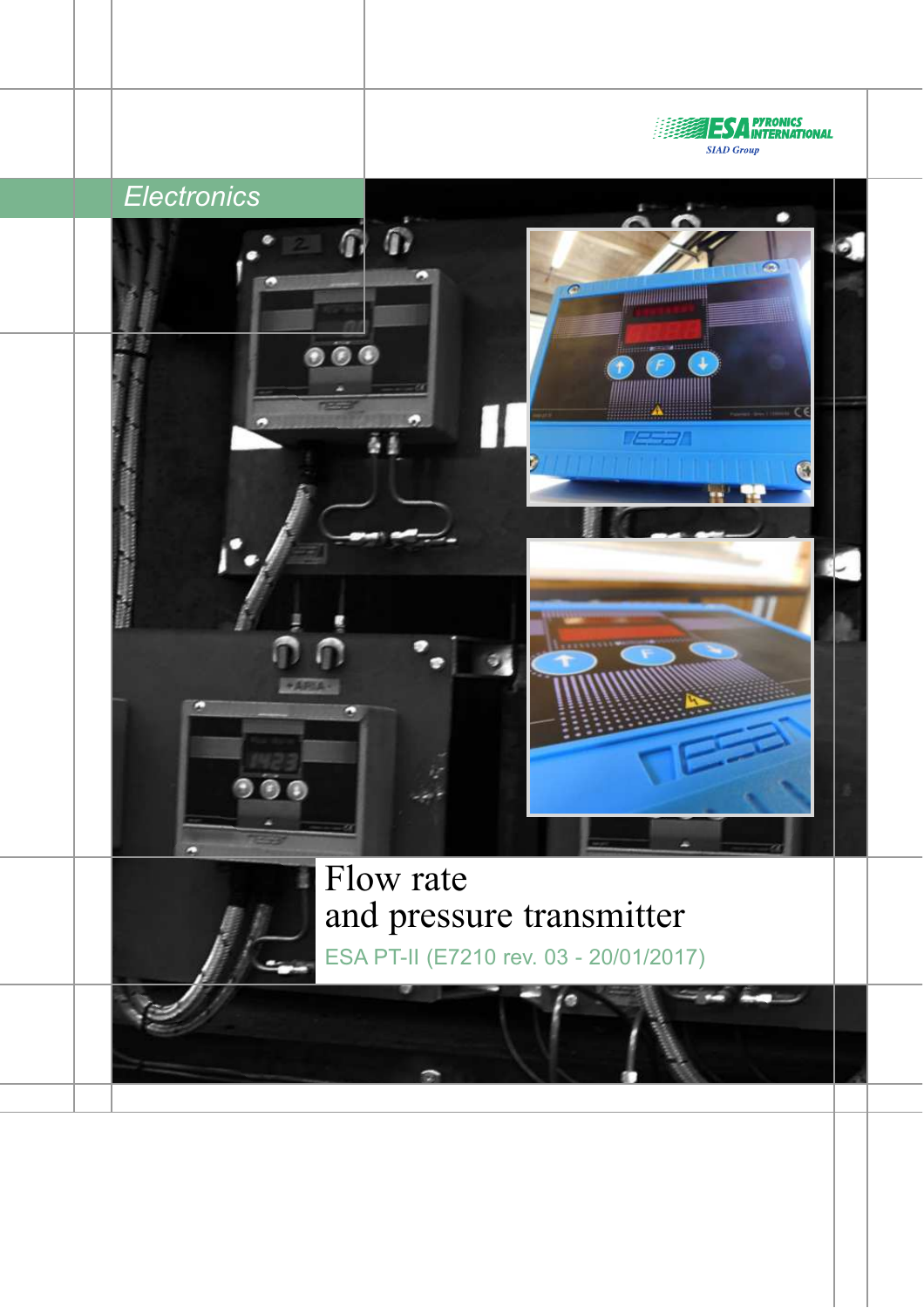ESA PYRONICS INTERNATIONAL
SIAD Group

*Electronics*

# Flow rate and pressure transmitter

ESA PT-II (E7210 rev. 03 - 20/01/2017)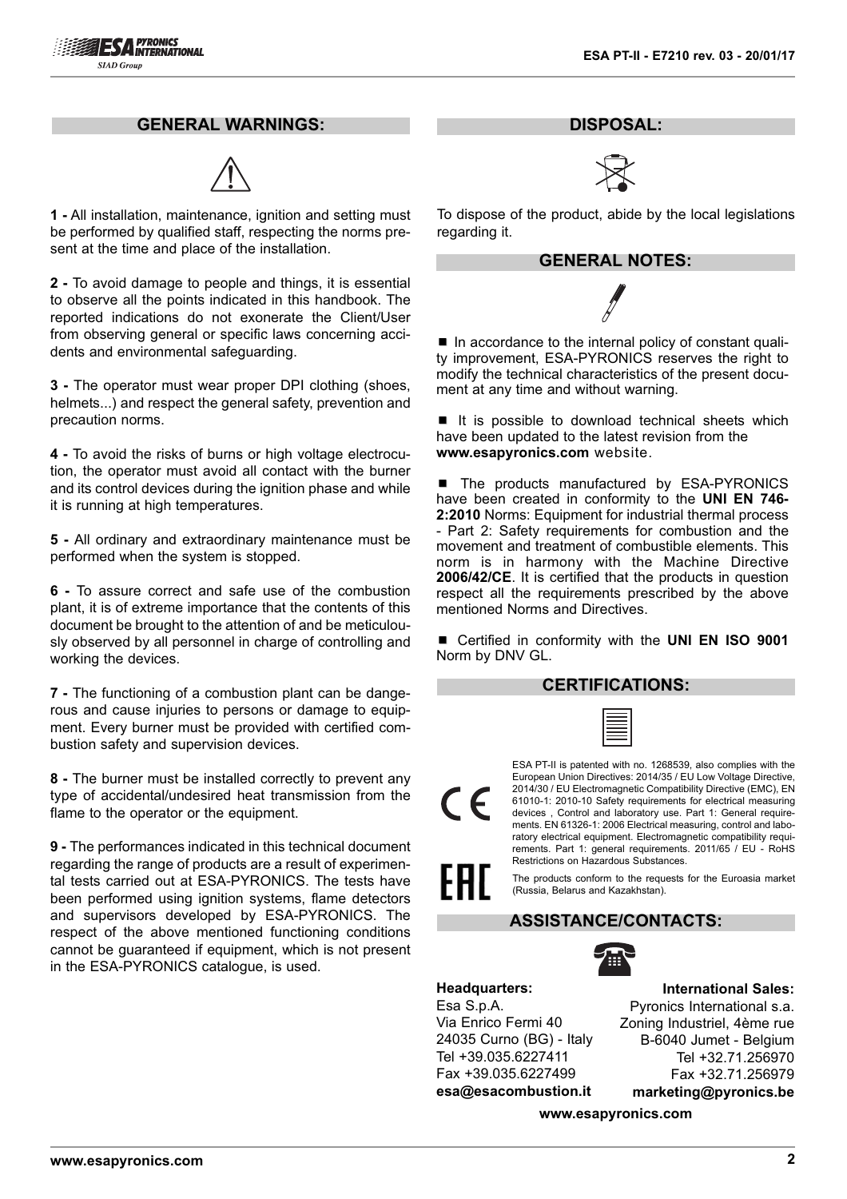## GENERAL WARNINGS:

**1 -** All installation, maintenance, ignition and setting must be performed by qualified staff, respecting the norms present at the time and place of the installation.

**2 -** To avoid damage to people and things, it is essential to observe all the points indicated in this handbook. The reported indications do not exonerate the Client/User from observing general or specific laws concerning accidents and environmental safeguarding.

**3 -** The operator must wear proper DPI clothing (shoes, helmets...) and respect the general safety, prevention and precaution norms.

**4 -** To avoid the risks of burns or high voltage electrocution, the operator must avoid all contact with the burner and its control devices during the ignition phase and while it is running at high temperatures.

**5 -** All ordinary and extraordinary maintenance must be performed when the system is stopped.

**6 -** To assure correct and safe use of the combustion plant, it is of extreme importance that the contents of this document be brought to the attention of and be meticulously observed by all personnel in charge of controlling and working the devices.

**7 -** The functioning of a combustion plant can be dangerous and cause injuries to persons or damage to equipment. Every burner must be provided with certified combustion safety and supervision devices.

**8 -** The burner must be installed correctly to prevent any type of accidental/undesired heat transmission from the flame to the operator or the equipment.

**9 -** The performances indicated in this technical document regarding the range of products are a result of experimental tests carried out at ESA-PYRONICS. The tests have been performed using ignition systems, flame detectors and supervisors developed by ESA-PYRONICS. The respect of the above mentioned functioning conditions cannot be guaranteed if equipment, which is not present in the ESA-PYRONICS catalogue, is used.

## DISPOSAL:

To dispose of the product, abide by the local legislations regarding it.

## GENERAL NOTES:

- In accordance to the internal policy of constant quality improvement, ESA-PYRONICS reserves the right to modify the technical characteristics of the present document at any time and without warning.

- It is possible to download technical sheets which have been updated to the latest revision from the **www.esapyronics.com** website.

- The products manufactured by ESA-PYRONICS have been created in conformity to the **UNI EN 746-2:2010** Norms: Equipment for industrial thermal process - Part 2: Safety requirements for combustion and the movement and treatment of combustible elements. This norm is in harmony with the Machine Directive **2006/42/CE**. It is certified that the products in question respect all the requirements prescribed by the above mentioned Norms and Directives.

- Certified in conformity with the **UNI EN ISO 9001** Norm by DNV GL.

## CERTIFICATIONS:

ESA PT-II is patented with no. 1268539, also complies with the European Union Directives: 2014/35 / EU Low Voltage Directive, 2014/30 / EU Electromagnetic Compatibility Directive (EMC), EN 61010-1: 2010-10 Safety requirements for electrical measuring devices , Control and laboratory use. Part 1: General requirements. EN 61326-1: 2006 Electrical measuring, control and laboratory electrical equipment. Electromagnetic compatibility requirements. Part 1: general requirements. 2011/65 / EU - RoHS Restrictions on Hazardous Substances.

The products conform to the requests for the Euroasia market (Russia, Belarus and Kazakhstan).

## ASSISTANCE/CONTACTS:

**Headquarters:**
Esa S.p.A.
Via Enrico Fermi 40
24035 Curno (BG) - Italy
Tel +39.035.6227411
Fax +39.035.6227499
**esa@esacombustion.it**

**International Sales:**
Pyronics International s.a.
Zoning Industriel, 4ème rue
B-6040 Jumet - Belgium
Tel +32.71.256970
Fax +32.71.256979
**marketing@pyronics.be**

**www.esapyronics.com**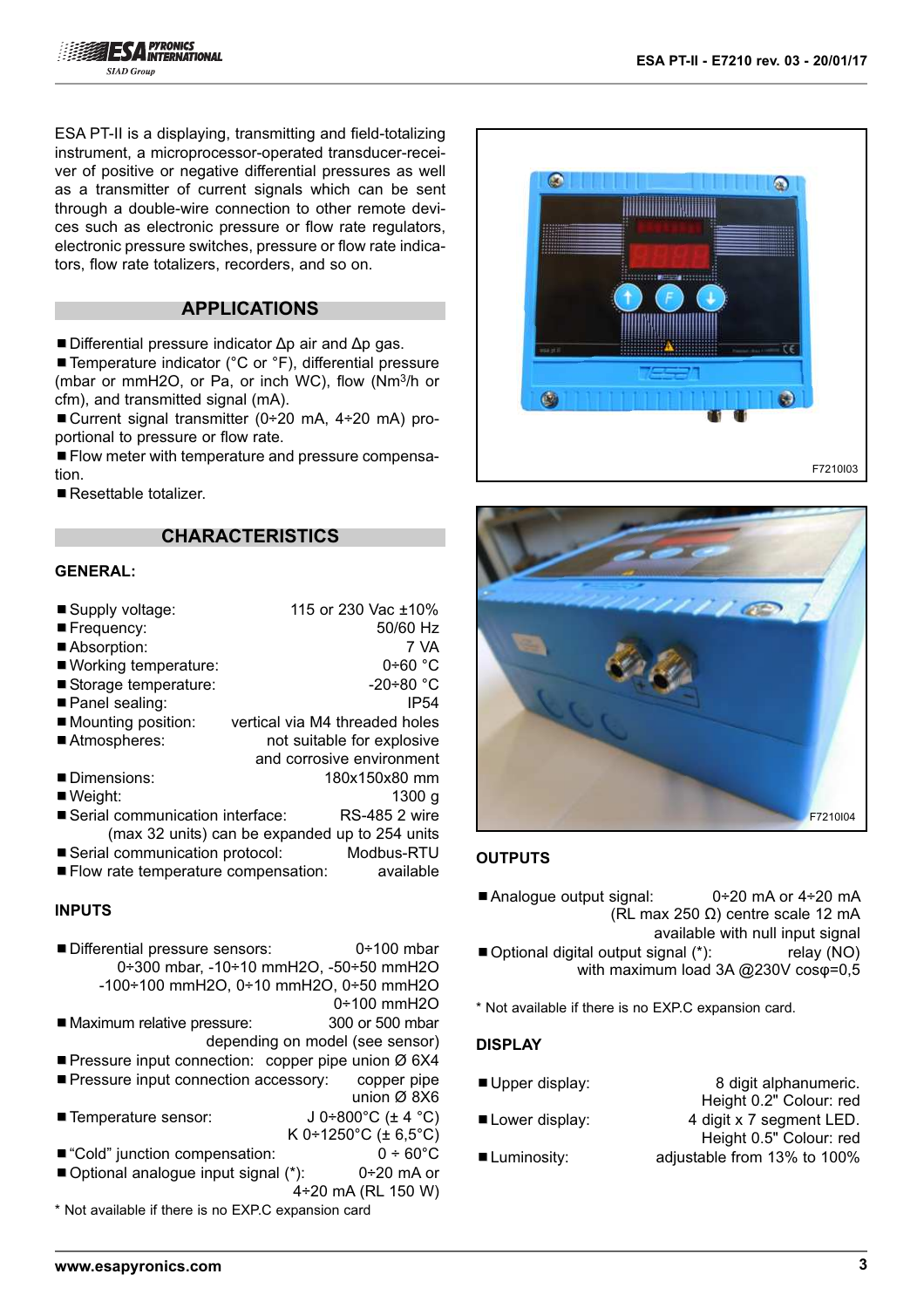ESA PT-II is a displaying, transmitting and field-totalizing instrument, a microprocessor-operated transducer-receiver of positive or negative differential pressures as well as a transmitter of current signals which can be sent through a double-wire connection to other remote devices such as electronic pressure or flow rate regulators, electronic pressure switches, pressure or flow rate indicators, flow rate totalizers, recorders, and so on.

## APPLICATIONS

- Differential pressure indicator Δp air and Δp gas.
- Temperature indicator (°C or °F), differential pressure (mbar or mmH2O, or Pa, or inch WC), flow (Nm$^3$/h or cfm), and transmitted signal (mA).
- Current signal transmitter (0÷20 mA, 4÷20 mA) proportional to pressure or flow rate.
- Flow meter with temperature and pressure compensation.
- Resettable totalizer.

## CHARACTERISTICS

### GENERAL:

- Supply voltage: 115 or 230 Vac ±10%
- Frequency: 50/60 Hz
- Absorption: 7 VA
- Working temperature: 0÷60 °C
- Storage temperature: -20÷80 °C
- Panel sealing: IP54
- Mounting position: vertical via M4 threaded holes
- Atmospheres: not suitable for explosive and corrosive environment
- Dimensions: 180x150x80 mm
- Weight: 1300 g
- Serial communication interface: RS-485 2 wire (max 32 units) can be expanded up to 254 units
- Serial communication protocol: Modbus-RTU
- Flow rate temperature compensation: available

### INPUTS

- Differential pressure sensors: 0÷100 mbar, 0÷300 mbar, -10÷10 mmH2O, -50÷50 mmH2O, -100÷100 mmH2O, 0÷10 mmH2O, 0÷50 mmH2O, 0÷100 mmH2O
- Maximum relative pressure: 300 or 500 mbar depending on model (see sensor)
- Pressure input connection: copper pipe union Ø 6X4
- Pressure input connection accessory: copper pipe union Ø 8X6
- Temperature sensor: J 0÷800°C (± 4 °C) K 0÷1250°C (± 6,5°C)
- "Cold" junction compensation: 0 ÷ 60°C
- Optional analogue input signal (*): 0÷20 mA or 4÷20 mA (RL 150 W)

\* Not available if there is no EXP.C expansion card

F7210I03

F7210I04

### OUTPUTS

- Analogue output signal: 0÷20 mA or 4÷20 mA (RL max 250 Ω) centre scale 12 mA available with null input signal
- Optional digital output signal (*): relay (NO) with maximum load 3A @230V cosφ=0,5

\* Not available if there is no EXP.C expansion card.

### DISPLAY

- Upper display: 8 digit alphanumeric. Height 0.2" Colour: red
- Lower display: 4 digit x 7 segment LED. Height 0.5" Colour: red
- Luminosity: adjustable from 13% to 100%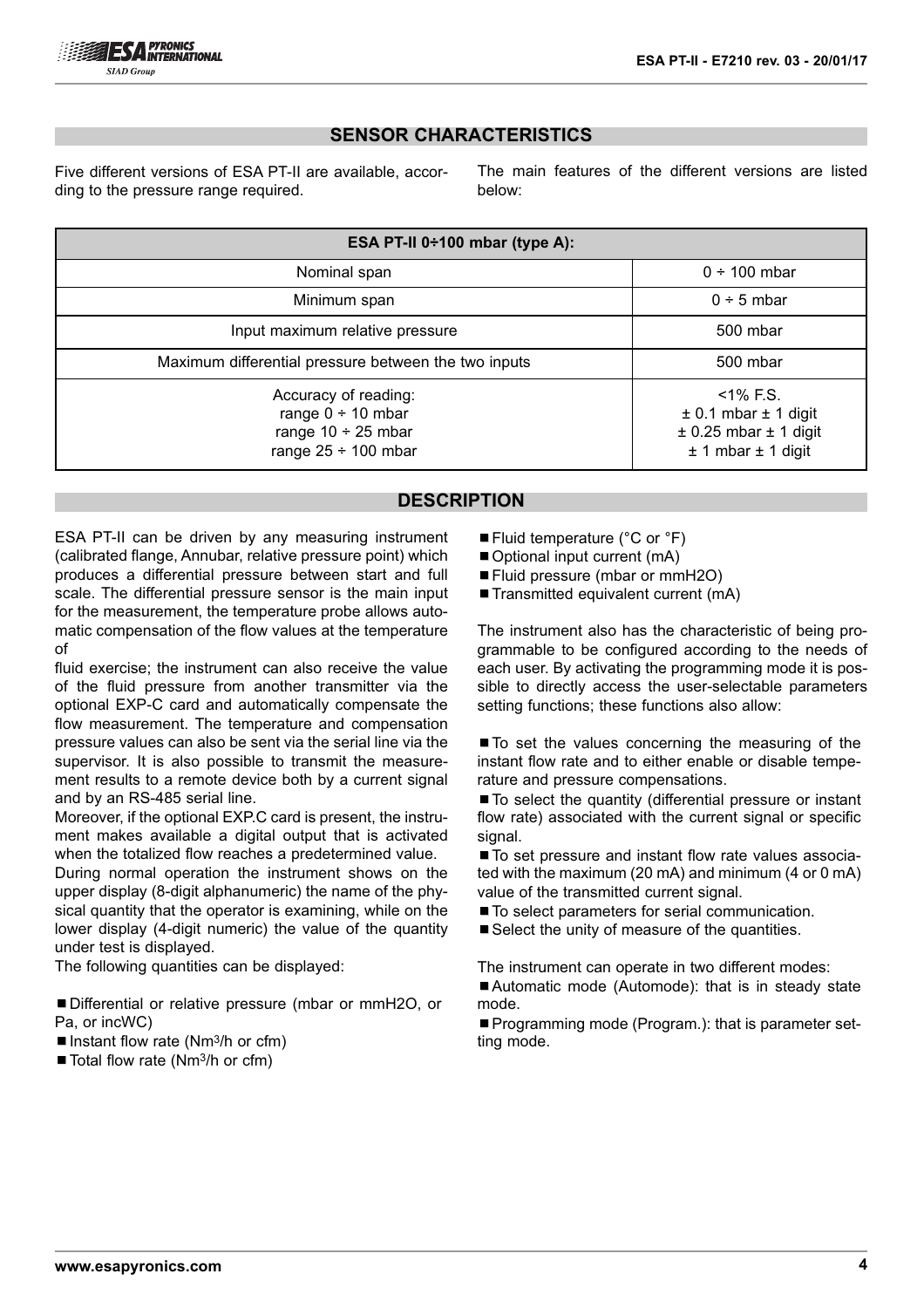## SENSOR CHARACTERISTICS

Five different versions of ESA PT-II are available, according to the pressure range required.

The main features of the different versions are listed below:

| ESA PT-II 0÷100 mbar (type A): | |
|---|---|
| Nominal span | 0 ÷ 100 mbar |
| Minimum span | 0 ÷ 5 mbar |
| Input maximum relative pressure | 500 mbar |
| Maximum differential pressure between the two inputs | 500 mbar |
| Accuracy of reading:<br>range 0 ÷ 10 mbar<br>range 10 ÷ 25 mbar<br>range 25 ÷ 100 mbar | <1% F.S.<br>± 0.1 mbar ± 1 digit<br>± 0.25 mbar ± 1 digit<br>± 1 mbar ± 1 digit |

## DESCRIPTION

ESA PT-II can be driven by any measuring instrument (calibrated flange, Annubar, relative pressure point) which produces a differential pressure between start and full scale. The differential pressure sensor is the main input for the measurement, the temperature probe allows automatic compensation of the flow values at the temperature of

fluid exercise; the instrument can also receive the value of the fluid pressure from another transmitter via the optional EXP-C card and automatically compensate the flow measurement. The temperature and compensation pressure values can also be sent via the serial line via the supervisor. It is also possible to transmit the measurement results to a remote device both by a current signal and by an RS-485 serial line.

Moreover, if the optional EXP.C card is present, the instrument makes available a digital output that is activated when the totalized flow reaches a predetermined value.

During normal operation the instrument shows on the upper display (8-digit alphanumeric) the name of the physical quantity that the operator is examining, while on the lower display (4-digit numeric) the value of the quantity under test is displayed.

The following quantities can be displayed:

- Differential or relative pressure (mbar or mmH2O, or Pa, or incWC)
- Instant flow rate (Nm$^3$/h or cfm)
- Total flow rate (Nm$^3$/h or cfm)
- Fluid temperature (°C or °F)
- Optional input current (mA)
- Fluid pressure (mbar or mmH2O)
- Transmitted equivalent current (mA)

The instrument also has the characteristic of being programmable to be configured according to the needs of each user. By activating the programming mode it is possible to directly access the user-selectable parameters setting functions; these functions also allow:

- To set the values concerning the measuring of the instant flow rate and to either enable or disable temperature and pressure compensations.
- To select the quantity (differential pressure or instant flow rate) associated with the current signal or specific signal.
- To set pressure and instant flow rate values associated with the maximum (20 mA) and minimum (4 or 0 mA) value of the transmitted current signal.
- To select parameters for serial communication.
- Select the unity of measure of the quantities.

The instrument can operate in two different modes:

- Automatic mode (Automode): that is in steady state mode.
- Programming mode (Program.): that is parameter setting mode.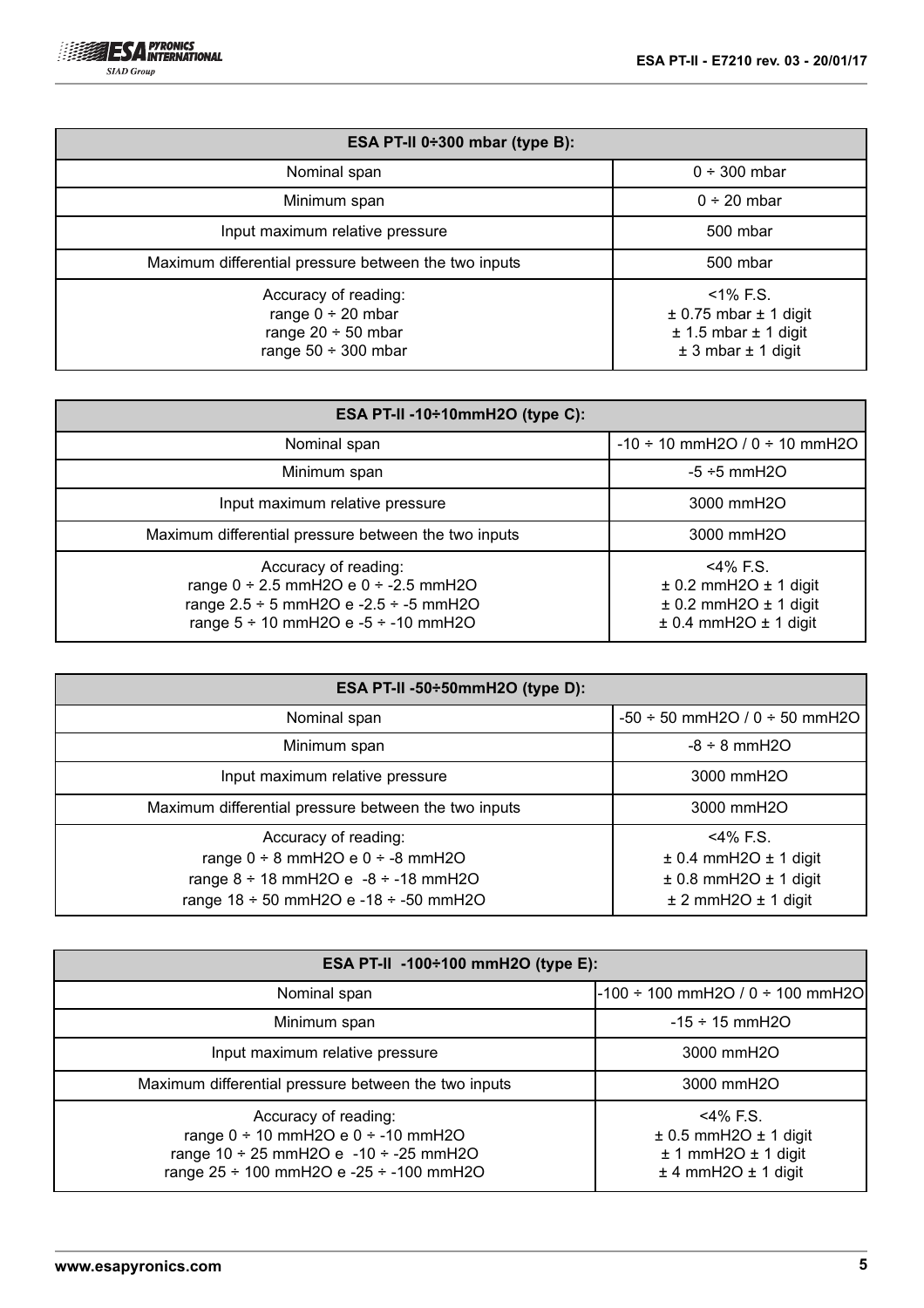| ESA PT-II 0÷300 mbar (type B): | |
|---|---|
| Nominal span | 0 ÷ 300 mbar |
| Minimum span | 0 ÷ 20 mbar |
| Input maximum relative pressure | 500 mbar |
| Maximum differential pressure between the two inputs | 500 mbar |
| Accuracy of reading:<br>range 0 ÷ 20 mbar<br>range 20 ÷ 50 mbar<br>range 50 ÷ 300 mbar | <1% F.S.<br>± 0.75 mbar ± 1 digit<br>± 1.5 mbar ± 1 digit<br>± 3 mbar ± 1 digit |

| ESA PT-II -10÷10mmH2O (type C): | |
|---|---|
| Nominal span | -10 ÷ 10 mmH2O / 0 ÷ 10 mmH2O |
| Minimum span | -5 ÷5 mmH2O |
| Input maximum relative pressure | 3000 mmH2O |
| Maximum differential pressure between the two inputs | 3000 mmH2O |
| Accuracy of reading:<br>range 0 ÷ 2.5 mmH2O e 0 ÷ -2.5 mmH2O<br>range 2.5 ÷ 5 mmH2O e -2.5 ÷ -5 mmH2O<br>range 5 ÷ 10 mmH2O e -5 ÷ -10 mmH2O | <4% F.S.<br>± 0.2 mmH2O ± 1 digit<br>± 0.2 mmH2O ± 1 digit<br>± 0.4 mmH2O ± 1 digit |

| ESA PT-II -50÷50mmH2O (type D): | |
|---|---|
| Nominal span | -50 ÷ 50 mmH2O / 0 ÷ 50 mmH2O |
| Minimum span | -8 ÷ 8 mmH2O |
| Input maximum relative pressure | 3000 mmH2O |
| Maximum differential pressure between the two inputs | 3000 mmH2O |
| Accuracy of reading:<br>range 0 ÷ 8 mmH2O e 0 ÷ -8 mmH2O<br>range 8 ÷ 18 mmH2O e -8 ÷ -18 mmH2O<br>range 18 ÷ 50 mmH2O e -18 ÷ -50 mmH2O | <4% F.S.<br>± 0.4 mmH2O ± 1 digit<br>± 0.8 mmH2O ± 1 digit<br>± 2 mmH2O ± 1 digit |

| ESA PT-II -100÷100 mmH2O (type E): | |
|---|---|
| Nominal span | -100 ÷ 100 mmH2O / 0 ÷ 100 mmH2O |
| Minimum span | -15 ÷ 15 mmH2O |
| Input maximum relative pressure | 3000 mmH2O |
| Maximum differential pressure between the two inputs | 3000 mmH2O |
| Accuracy of reading:<br>range 0 ÷ 10 mmH2O e 0 ÷ -10 mmH2O<br>range 10 ÷ 25 mmH2O e -10 ÷ -25 mmH2O<br>range 25 ÷ 100 mmH2O e -25 ÷ -100 mmH2O | <4% F.S.<br>± 0.5 mmH2O ± 1 digit<br>± 1 mmH2O ± 1 digit<br>± 4 mmH2O ± 1 digit |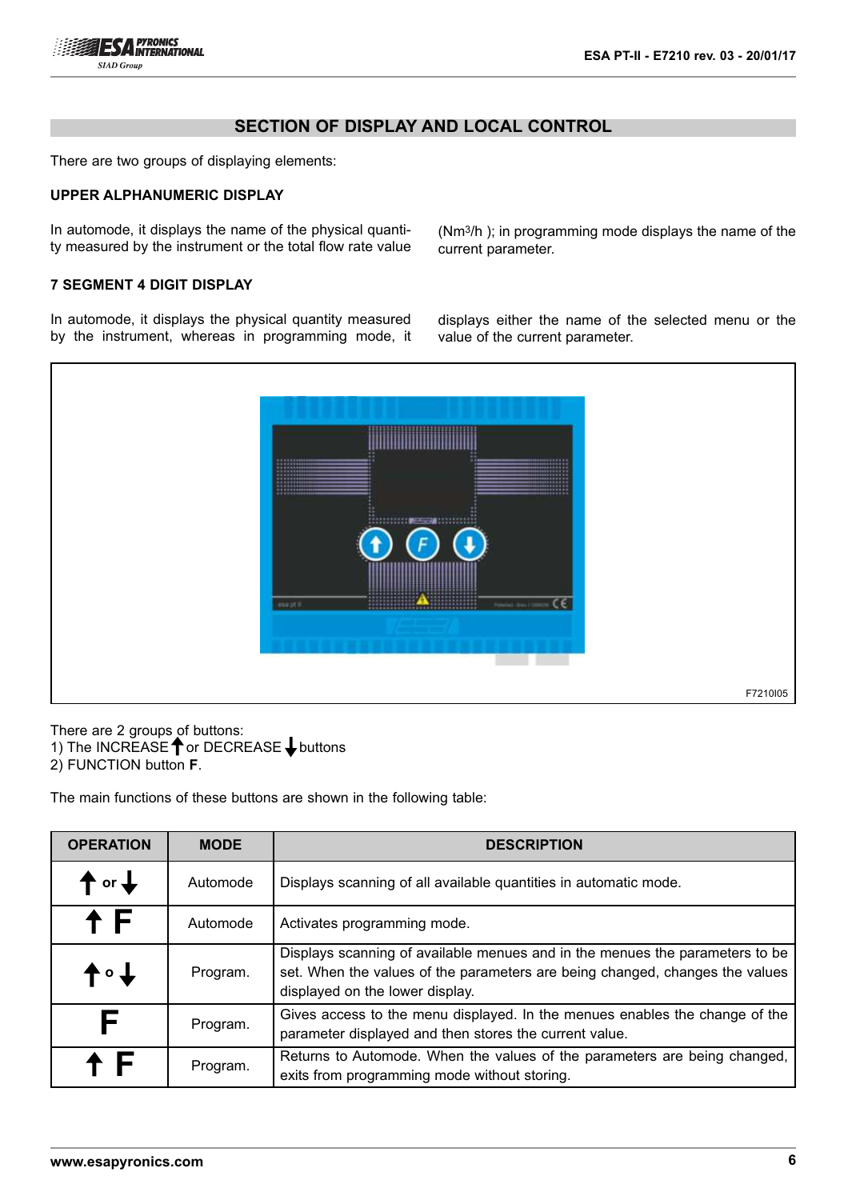## SECTION OF DISPLAY AND LOCAL CONTROL

There are two groups of displaying elements:

### UPPER ALPHANUMERIC DISPLAY

In automode, it displays the name of the physical quantity measured by the instrument or the total flow rate value ($Nm^3/h$ ); in programming mode displays the name of the current parameter.

### 7 SEGMENT 4 DIGIT DISPLAY

In automode, it displays the physical quantity measured by the instrument, whereas in programming mode, it displays either the name of the selected menu or the value of the current parameter.

F7210I05

There are 2 groups of buttons:
1) The INCREASE ↑ or DECREASE ↓ buttons
2) FUNCTION button **F**.

The main functions of these buttons are shown in the following table:

| OPERATION | MODE | DESCRIPTION |
|---|---|---|
| ↑ or ↓ | Automode | Displays scanning of all available quantities in automatic mode. |
| ↑ F | Automode | Activates programming mode. |
| ↑ o ↓ | Program. | Displays scanning of available menues and in the menues the parameters to be set. When the values of the parameters are being changed, changes the values displayed on the lower display. |
| F | Program. | Gives access to the menu displayed. In the menues enables the change of the parameter displayed and then stores the current value. |
| ↑ F | Program. | Returns to Automode. When the values of the parameters are being changed, exits from programming mode without storing. |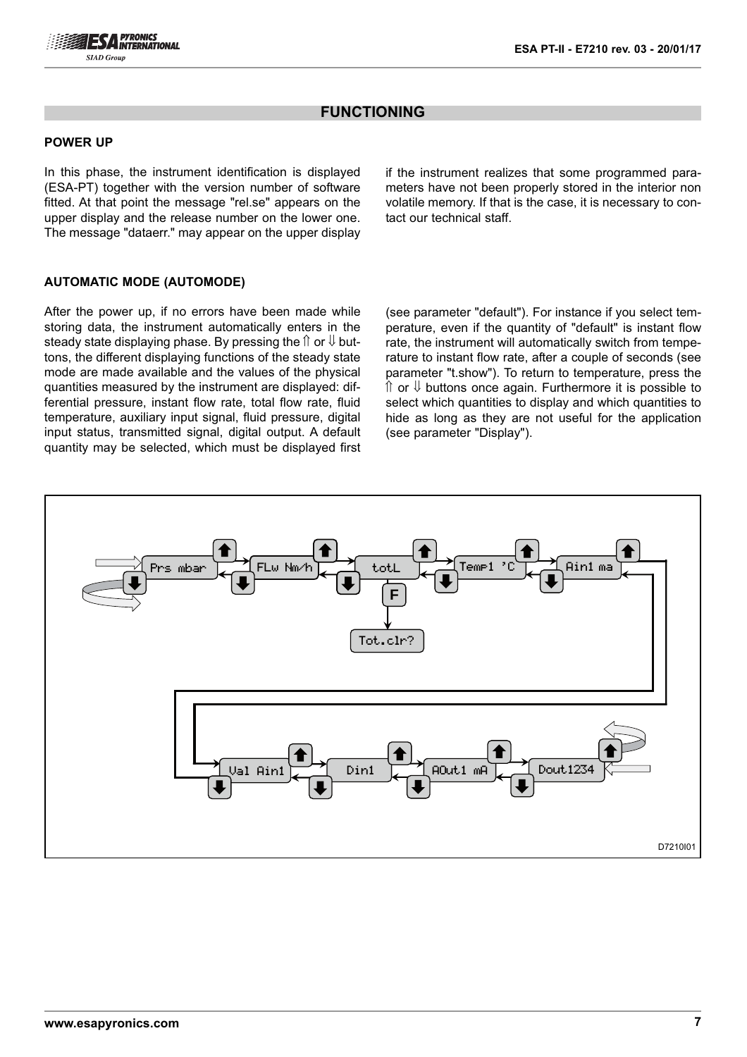## FUNCTIONING

### POWER UP

In this phase, the instrument identification is displayed (ESA-PT) together with the version number of software fitted. At that point the message "rel.se" appears on the upper display and the release number on the lower one. The message "dataerr." may appear on the upper display if the instrument realizes that some programmed parameters have not been properly stored in the interior non volatile memory. If that is the case, it is necessary to contact our technical staff.

### AUTOMATIC MODE (AUTOMODE)

After the power up, if no errors have been made while storing data, the instrument automatically enters in the steady state displaying phase. By pressing the ⇑ or ⇓ buttons, the different displaying functions of the steady state mode are made available and the values of the physical quantities measured by the instrument are displayed: differential pressure, instant flow rate, total flow rate, fluid temperature, auxiliary input signal, fluid pressure, digital input status, transmitted signal, digital output. A default quantity may be selected, which must be displayed first (see parameter "default"). For instance if you select temperature, even if the quantity of "default" is instant flow rate, the instrument will automatically switch from temperature to instant flow rate, after a couple of seconds (see parameter "t.show"). To return to temperature, press the ⇑ or ⇓ buttons once again. Furthermore it is possible to select which quantities to display and which quantities to hide as long as they are not useful for the application (see parameter "Display").

Prs mbar → FLw Nm/h → totL → Temp1 °C → Ain1 ma → Val Ain1 → Din1 → AOut1 mA → Dout1234

totL → F → Tot.clr?

D7210I01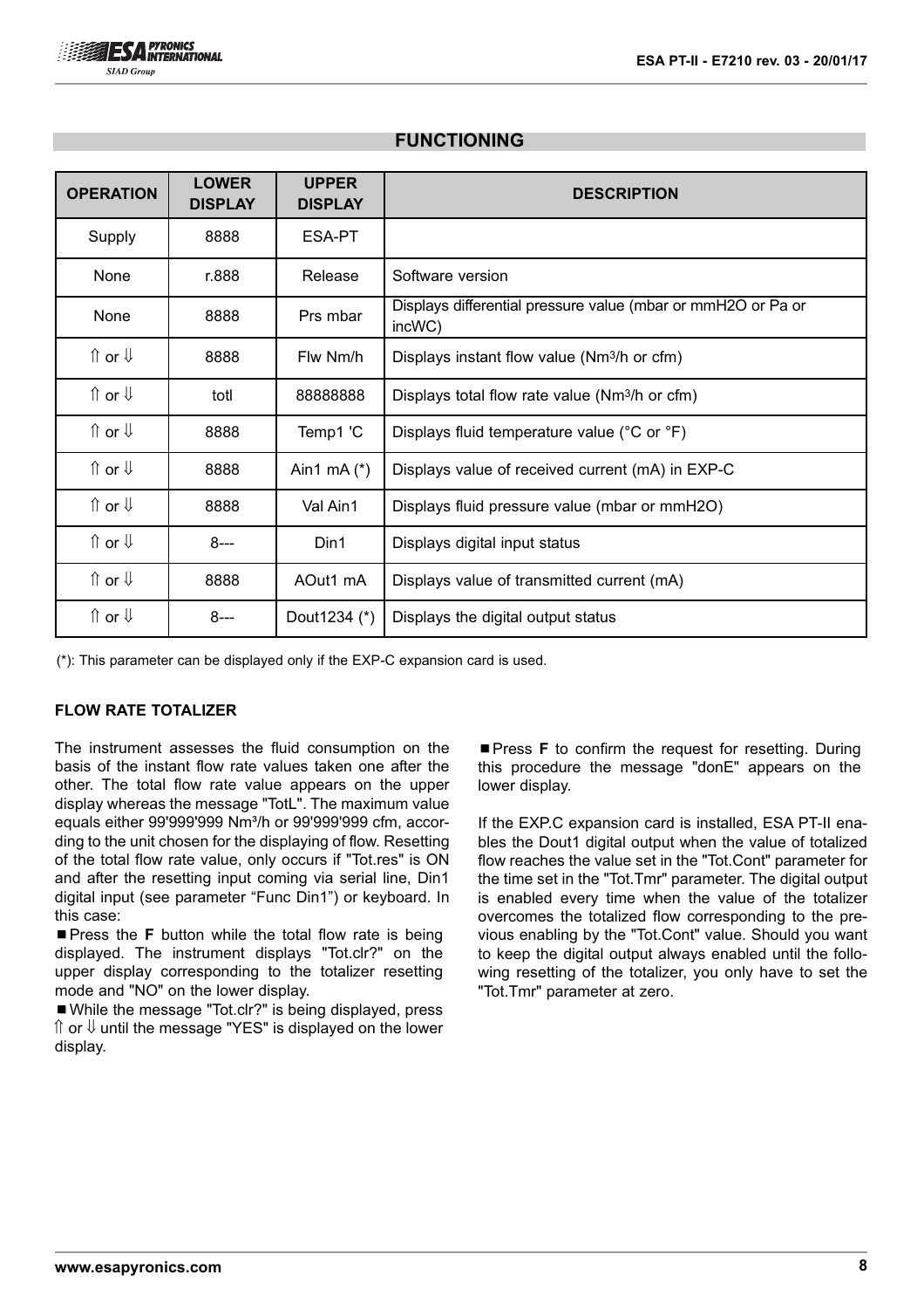## FUNCTIONING

| OPERATION | LOWER DISPLAY | UPPER DISPLAY | DESCRIPTION |
|---|---|---|---|
| Supply | 8888 | ESA-PT | |
| None | r.888 | Release | Software version |
| None | 8888 | Prs mbar | Displays differential pressure value (mbar or mmH2O or Pa or incWC) |
| ⇑ or ⇓ | 8888 | Flw Nm/h | Displays instant flow value (Nm³/h or cfm) |
| ⇑ or ⇓ | totl | 88888888 | Displays total flow rate value (Nm³/h or cfm) |
| ⇑ or ⇓ | 8888 | Temp1 'C | Displays fluid temperature value (°C or °F) |
| ⇑ or ⇓ | 8888 | Ain1 mA (*) | Displays value of received current (mA) in EXP-C |
| ⇑ or ⇓ | 8888 | Val Ain1 | Displays fluid pressure value (mbar or mmH2O) |
| ⇑ or ⇓ | 8--- | Din1 | Displays digital input status |
| ⇑ or ⇓ | 8888 | AOut1 mA | Displays value of transmitted current (mA) |
| ⇑ or ⇓ | 8--- | Dout1234 (*) | Displays the digital output status |

(*): This parameter can be displayed only if the EXP-C expansion card is used.

### FLOW RATE TOTALIZER

The instrument assesses the fluid consumption on the basis of the instant flow rate values taken one after the other. The total flow rate value appears on the upper display whereas the message "TotL". The maximum value equals either 99'999'999 Nm³/h or 99'999'999 cfm, according to the unit chosen for the displaying of flow. Resetting of the total flow rate value, only occurs if "Tot.res" is ON and after the resetting input coming via serial line, Din1 digital input (see parameter “Func Din1”) or keyboard. In this case:

- Press the **F** button while the total flow rate is being displayed. The instrument displays "Tot.clr?" on the upper display corresponding to the totalizer resetting mode and "NO" on the lower display.
- While the message "Tot.clr?" is being displayed, press ⇑ or ⇓ until the message "YES" is displayed on the lower display.
- Press **F** to confirm the request for resetting. During this procedure the message "donE" appears on the lower display.

If the EXP.C expansion card is installed, ESA PT-II enables the Dout1 digital output when the value of totalized flow reaches the value set in the "Tot.Cont" parameter for the time set in the "Tot.Tmr" parameter. The digital output is enabled every time when the value of the totalizer overcomes the totalized flow corresponding to the previous enabling by the "Tot.Cont" value. Should you want to keep the digital output always enabled until the following resetting of the totalizer, you only have to set the "Tot.Tmr" parameter at zero.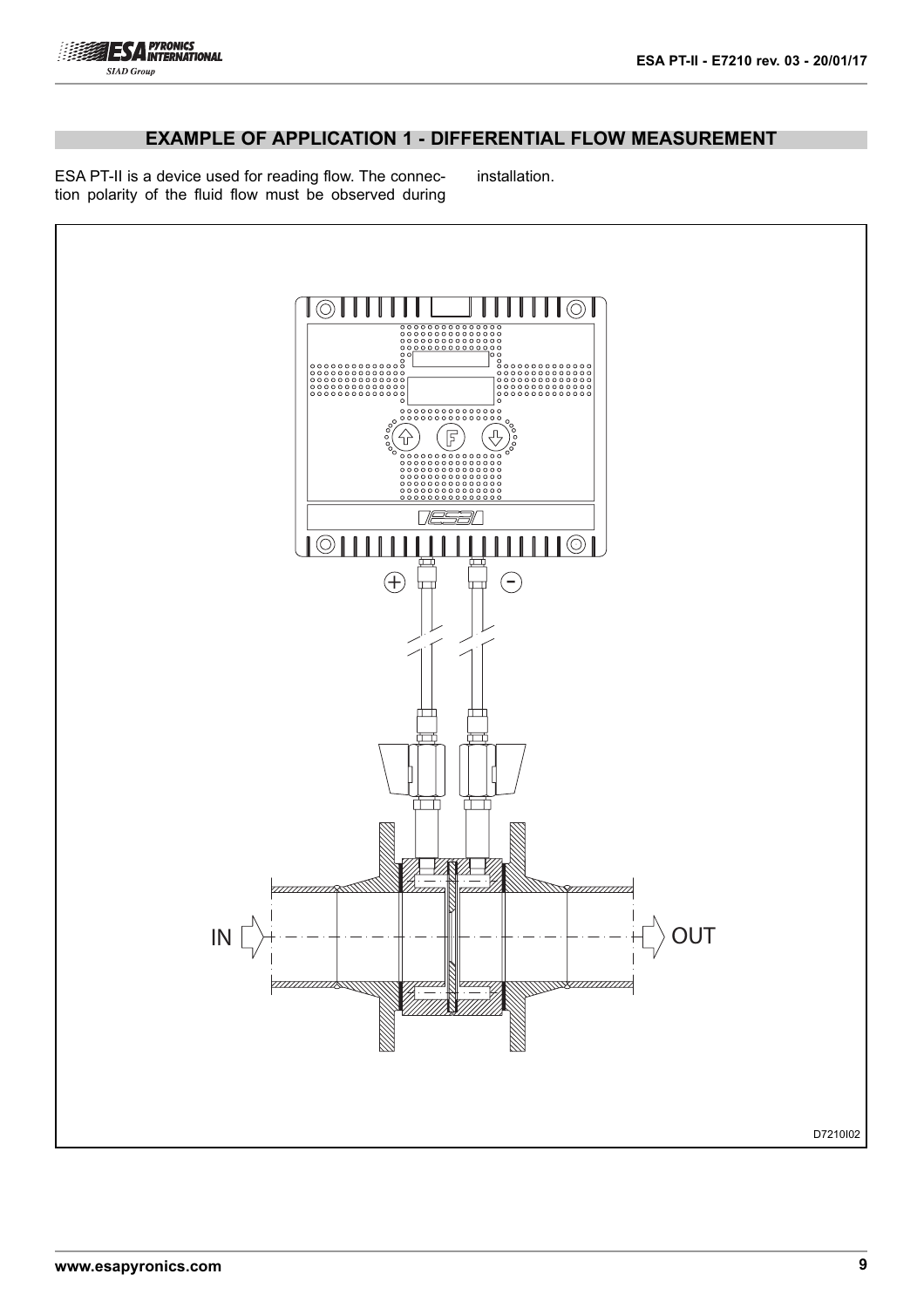## EXAMPLE OF APPLICATION 1 - DIFFERENTIAL FLOW MEASUREMENT

ESA PT-II is a device used for reading flow. The connection polarity of the fluid flow must be observed during installation.

D7210I02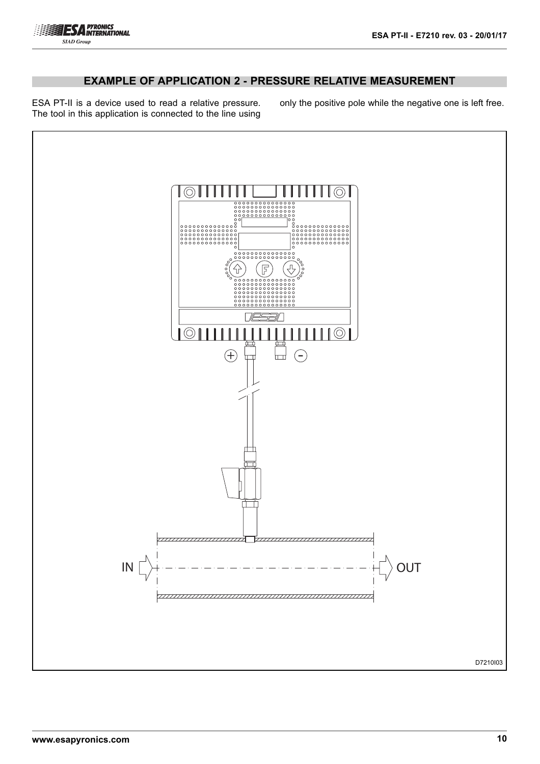## EXAMPLE OF APPLICATION 2 - PRESSURE RELATIVE MEASUREMENT

ESA PT-II is a device used to read a relative pressure. The tool in this application is connected to the line using only the positive pole while the negative one is left free.

D7210I03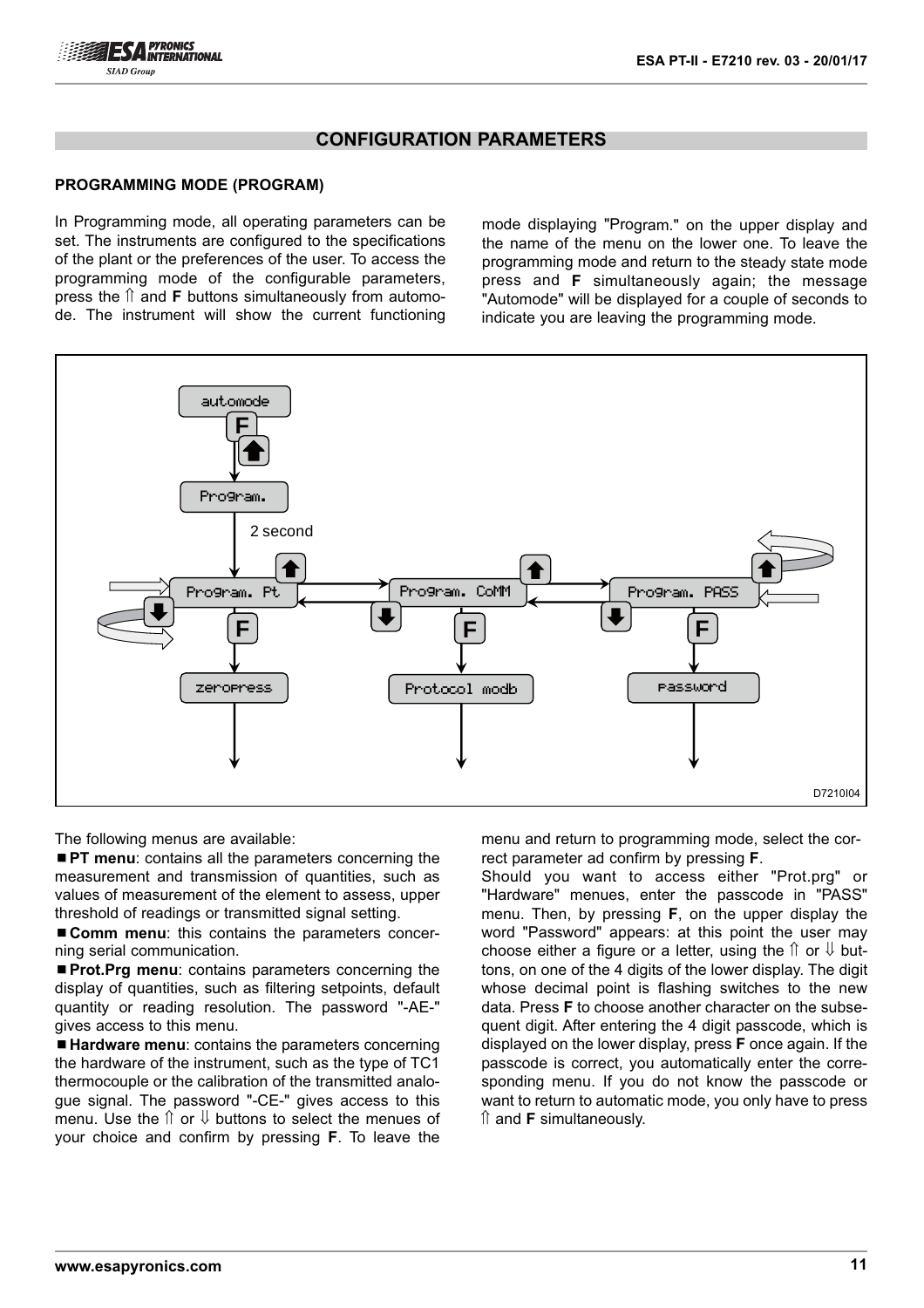## CONFIGURATION PARAMETERS

### PROGRAMMING MODE (PROGRAM)

In Programming mode, all operating parameters can be set. The instruments are configured to the specifications of the plant or the preferences of the user. To access the programming mode of the configurable parameters, press the ⇑ and **F** buttons simultaneously from automode. The instrument will show the current functioning mode displaying "Program." on the upper display and the name of the menu on the lower one. To leave the programming mode and return to the steady state mode press and **F** simultaneously again; the message "Automode" will be displayed for a couple of seconds to indicate you are leaving the programming mode.

The following menus are available:

■ **PT menu**: contains all the parameters concerning the measurement and transmission of quantities, such as values of measurement of the element to assess, upper threshold of readings or transmitted signal setting.

■ **Comm menu**: this contains the parameters concerning serial communication.

■ **Prot.Prg menu**: contains parameters concerning the display of quantities, such as filtering setpoints, default quantity or reading resolution. The password "-AE-" gives access to this menu.

■ **Hardware menu**: contains the parameters concerning the hardware of the instrument, such as the type of TC1 thermocouple or the calibration of the transmitted analogue signal. The password "-CE-" gives access to this menu. Use the ⇑ or ⇓ buttons to select the menues of your choice and confirm by pressing **F**. To leave the menu and return to programming mode, select the correct parameter ad confirm by pressing **F**.

Should you want to access either "Prot.prg" or "Hardware" menues, enter the passcode in "PASS" menu. Then, by pressing **F**, on the upper display the word "Password" appears: at this point the user may choose either a figure or a letter, using the ⇑ or ⇓ buttons, on one of the 4 digits of the lower display. The digit whose decimal point is flashing switches to the new data. Press **F** to choose another character on the subsequent digit. After entering the 4 digit passcode, which is displayed on the lower display, press **F** once again. If the passcode is correct, you automatically enter the corresponding menu. If you do not know the passcode or want to return to automatic mode, you only have to press ⇑ and **F** simultaneously.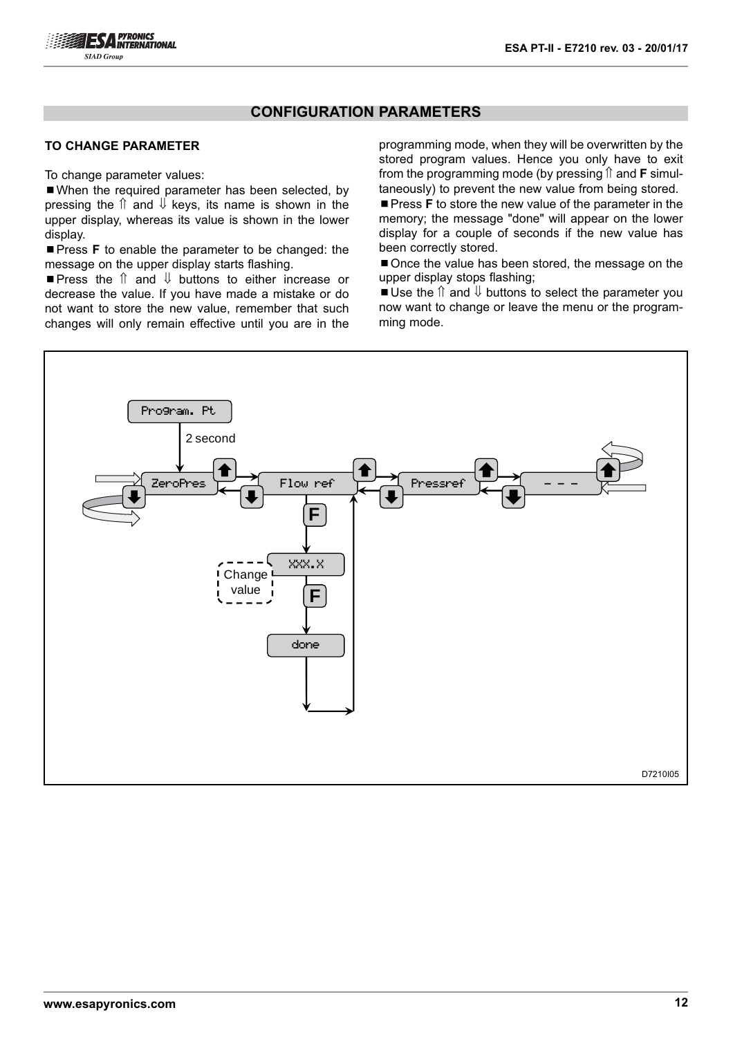## CONFIGURATION PARAMETERS

### TO CHANGE PARAMETER

To change parameter values:

- When the required parameter has been selected, by pressing the ⇑ and ⇓ keys, its name is shown in the upper display, whereas its value is shown in the lower display.
- Press **F** to enable the parameter to be changed: the message on the upper display starts flashing.
- Press the ⇑ and ⇓ buttons to either increase or decrease the value. If you have made a mistake or do not want to store the new value, remember that such changes will only remain effective until you are in the programming mode, when they will be overwritten by the stored program values. Hence you only have to exit from the programming mode (by pressing ⇑ and **F** simultaneously) to prevent the new value from being stored.
- Press **F** to store the new value of the parameter in the memory; the message "done" will appear on the lower display for a couple of seconds if the new value has been correctly stored.
- Once the value has been stored, the message on the upper display stops flashing;
- Use the ⇑ and ⇓ buttons to select the parameter you now want to change or leave the menu or the programming mode.

Program. Pt

2 second

ZeroPres — Flow ref — Pressref — - - -

F

XXX.X

Change value

F

done

D7210I05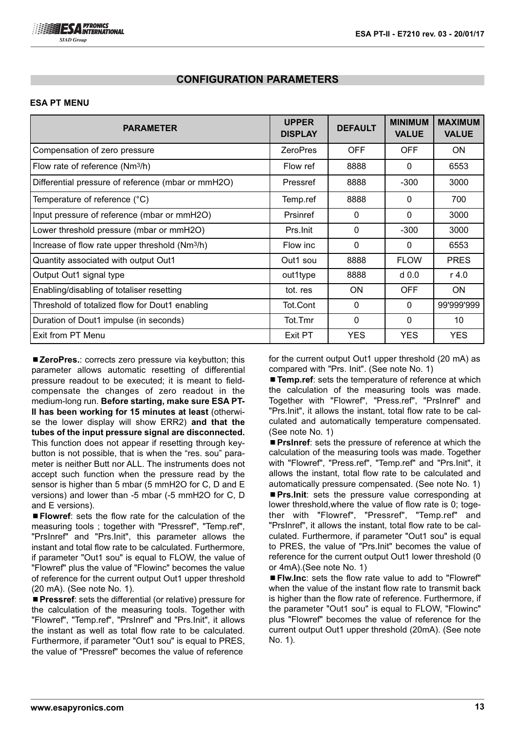## CONFIGURATION PARAMETERS

### ESA PT MENU

| PARAMETER | UPPER DISPLAY | DEFAULT | MINIMUM VALUE | MAXIMUM VALUE |
|---|---|---|---|---|
| Compensation of zero pressure | ZeroPres | OFF | OFF | ON |
| Flow rate of reference ($Nm^3/h$) | Flow ref | 8888 | 0 | 6553 |
| Differential pressure of reference (mbar or mmH2O) | Pressref | 8888 | -300 | 3000 |
| Temperature of reference (°C) | Temp.ref | 8888 | 0 | 700 |
| Input pressure of reference (mbar or mmH2O) | Prsinref | 0 | 0 | 3000 |
| Lower threshold pressure (mbar or mmH2O) | Prs.Init | 0 | -300 | 3000 |
| Increase of flow rate upper threshold ($Nm^3/h$) | Flow inc | 0 | 0 | 6553 |
| Quantity associated with output Out1 | Out1 sou | 8888 | FLOW | PRES |
| Output Out1 signal type | out1type | 8888 | d 0.0 | r 4.0 |
| Enabling/disabling of totaliser resetting | tot. res | ON | OFF | ON |
| Threshold of totalized flow for Dout1 enabling | Tot.Cont | 0 | 0 | 99'999'999 |
| Duration of Dout1 impulse (in seconds) | Tot.Tmr | 0 | 0 | 10 |
| Exit from PT Menu | Exit PT | YES | YES | YES |

■ **ZeroPres.**: corrects zero pressure via keybutton; this parameter allows automatic resetting of differential pressure readout to be executed; it is meant to field-compensate the changes of zero readout in the medium-long run. **Before starting, make sure ESA PT-II has been working for 15 minutes at least** (otherwise the lower display will show ERR2) **and that the tubes of the input pressure signal are disconnected.** This function does not appear if resetting through keybutton is not possible, that is when the "res. sou" parameter is neither Butt nor ALL. The instruments does not accept such function when the pressure read by the sensor is higher than 5 mbar (5 mmH2O for C, D and E versions) and lower than -5 mbar (-5 mmH2O for C, D and E versions).

■ **Flowref**: sets the flow rate for the calculation of the measuring tools ; together with "Pressref", "Temp.ref", "PrsInref" and "Prs.Init", this parameter allows the instant and total flow rate to be calculated. Furthermore, if parameter "Out1 sou" is equal to FLOW, the value of "Flowref" plus the value of "Flowinc" becomes the value of reference for the current output Out1 upper threshold (20 mA). (See note No. 1).

■ **Pressref**: sets the differential (or relative) pressure for the calculation of the measuring tools. Together with "Flowref", "Temp.ref", "PrsInref" and "Prs.Init", it allows the instant as well as total flow rate to be calculated. Furthermore, if parameter "Out1 sou" is equal to PRES, the value of "Pressref" becomes the value of reference for the current output Out1 upper threshold (20 mA) as compared with "Prs. Init". (See note No. 1)

■ **Temp.ref**: sets the temperature of reference at which the calculation of the measuring tools was made. Together with "Flowref", "Press.ref", "PrsInref" and "Prs.Init", it allows the instant, total flow rate to be calculated and automatically temperature compensated. (See note No. 1)

■ **PrsInref**: sets the pressure of reference at which the calculation of the measuring tools was made. Together with "Flowref", "Press.ref", "Temp.ref" and "Prs.Init", it allows the instant, total flow rate to be calculated and automatically pressure compensated. (See note No. 1)

■ **Prs.Init**: sets the pressure value corresponding at lower threshold,where the value of flow rate is 0; together with "Flowref", "Pressref", "Temp.ref" and "PrsInref", it allows the instant, total flow rate to be calculated. Furthermore, if parameter "Out1 sou" is equal to PRES, the value of "Prs.Init" becomes the value of reference for the current output Out1 lower threshold (0 or 4mA).(See note No. 1)

■ **Flw.Inc**: sets the flow rate value to add to "Flowref" when the value of the instant flow rate to transmit back is higher than the flow rate of reference. Furthermore, if the parameter "Out1 sou" is equal to FLOW, "Flowinc" plus "Flowref" becomes the value of reference for the current output Out1 upper threshold (20mA). (See note No. 1).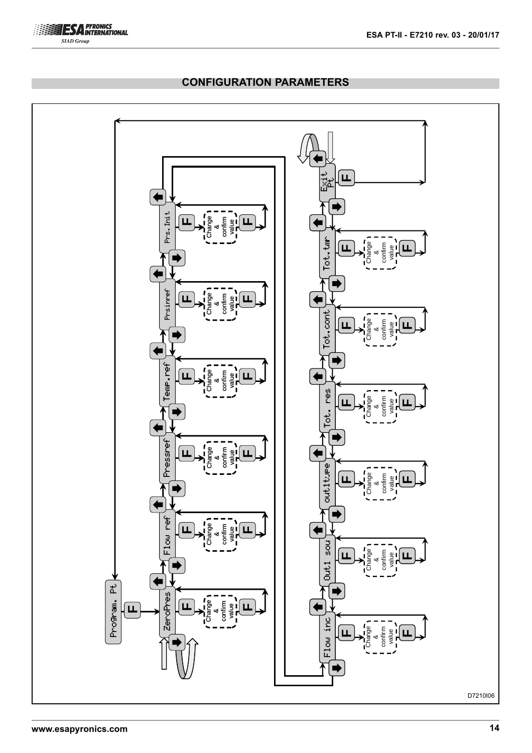## CONFIGURATION PARAMETERS

Program. Pt

ZeroPres

Flow ref

Pressref

Temp.ref

Prsinref

Prs.Init

Flow inc

Out1 sou

out1type

Tot. res

Tot.cont

Tot.tmr

Exit Pt

Change & confirm value

D7210I06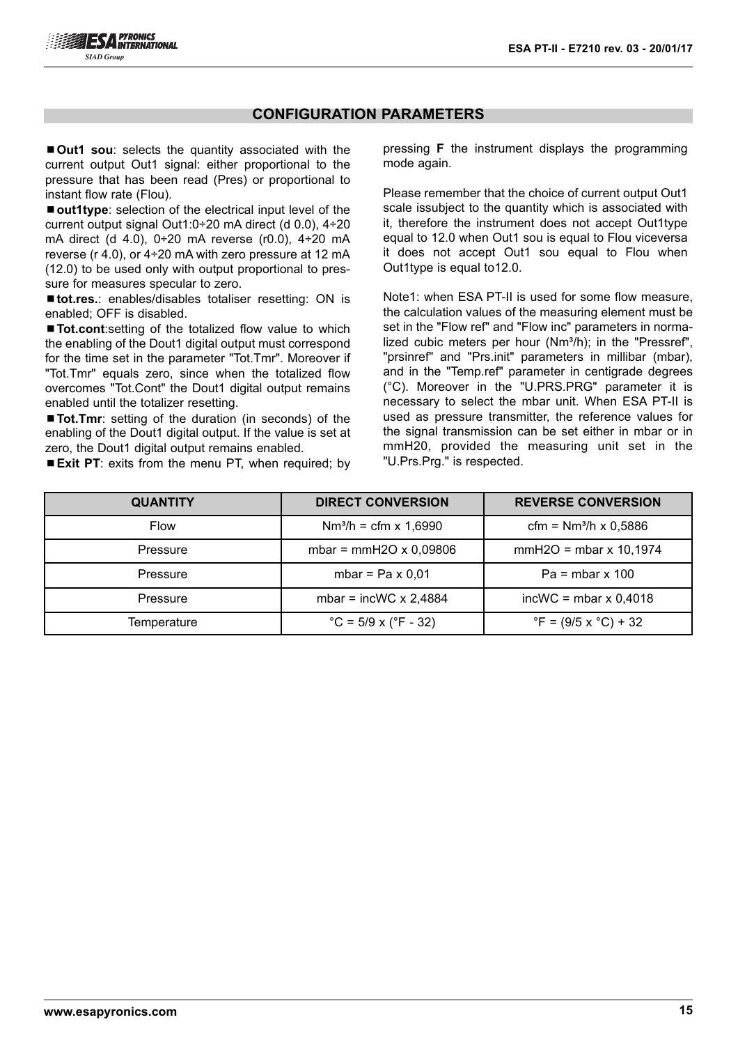## CONFIGURATION PARAMETERS

- **Out1 sou**: selects the quantity associated with the current output Out1 signal: either proportional to the pressure that has been read (Pres) or proportional to instant flow rate (Flou).
- **out1type**: selection of the electrical input level of the current output signal Out1:0÷20 mA direct (d 0.0), 4÷20 mA direct (d 4.0), 0÷20 mA reverse (r0.0), 4÷20 mA reverse (r 4.0), or 4÷20 mA with zero pressure at 12 mA (12.0) to be used only with output proportional to pressure for measures specular to zero.
- **tot.res.**: enables/disables totaliser resetting: ON is enabled; OFF is disabled.
- **Tot.cont**:setting of the totalized flow value to which the enabling of the Dout1 digital output must correspond for the time set in the parameter "Tot.Tmr". Moreover if "Tot.Tmr" equals zero, since when the totalized flow overcomes "Tot.Cont" the Dout1 digital output remains enabled until the totalizer resetting.
- **Tot.Tmr**: setting of the duration (in seconds) of the enabling of the Dout1 digital output. If the value is set at zero, the Dout1 digital output remains enabled.
- **Exit PT**: exits from the menu PT, when required; by pressing **F** the instrument displays the programming mode again.

Please remember that the choice of current output Out1 scale issubject to the quantity which is associated with it, therefore the instrument does not accept Out1type equal to 12.0 when Out1 sou is equal to Flou viceversa it does not accept Out1 sou equal to Flou when Out1type is equal to12.0.

Note1: when ESA PT-II is used for some flow measure, the calculation values of the measuring element must be set in the "Flow ref" and "Flow inc" parameters in normalized cubic meters per hour (Nm³/h); in the "Pressref", "prsinref" and "Prs.init" parameters in millibar (mbar), and in the "Temp.ref" parameter in centigrade degrees (°C). Moreover in the "U.PRS.PRG" parameter it is necessary to select the mbar unit. When ESA PT-II is used as pressure transmitter, the reference values for the signal transmission can be set either in mbar or in mmH20, provided the measuring unit set in the "U.Prs.Prg." is respected.

| QUANTITY | DIRECT CONVERSION | REVERSE CONVERSION |
|---|---|---|
| Flow | Nm³/h = cfm x 1,6990 | cfm = Nm³/h x 0,5886 |
| Pressure | mbar = mmH2O x 0,09806 | mmH2O = mbar x 10,1974 |
| Pressure | mbar = Pa x 0,01 | Pa = mbar x 100 |
| Pressure | mbar = incWC x 2,4884 | incWC = mbar x 0,4018 |
| Temperature | °C = 5/9 x (°F - 32) | °F = (9/5 x °C) + 32 |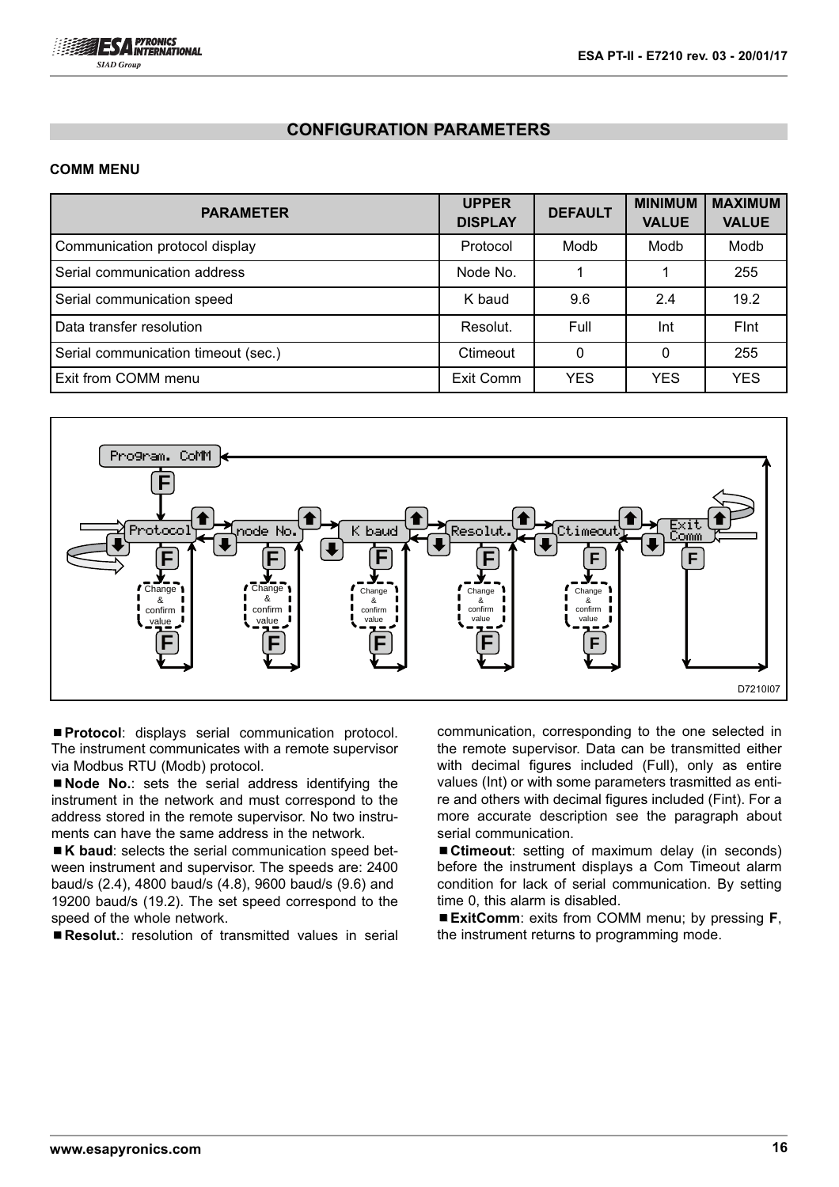## CONFIGURATION PARAMETERS

### COMM MENU

| PARAMETER | UPPER DISPLAY | DEFAULT | MINIMUM VALUE | MAXIMUM VALUE |
|---|---|---|---|---|
| Communication protocol display | Protocol | Modb | Modb | Modb |
| Serial communication address | Node No. | 1 | 1 | 255 |
| Serial communication speed | K baud | 9.6 | 2.4 | 19.2 |
| Data transfer resolution | Resolut. | Full | Int | FInt |
| Serial communication timeout (sec.) | Ctimeout | 0 | 0 | 255 |
| Exit from COMM menu | Exit Comm | YES | YES | YES |

D7210I07

■ **Protocol**: displays serial communication protocol. The instrument communicates with a remote supervisor via Modbus RTU (Modb) protocol.

■ **Node No.**: sets the serial address identifying the instrument in the network and must correspond to the address stored in the remote supervisor. No two instruments can have the same address in the network.

■ **K baud**: selects the serial communication speed between instrument and supervisor. The speeds are: 2400 baud/s (2.4), 4800 baud/s (4.8), 9600 baud/s (9.6) and 19200 baud/s (19.2). The set speed correspond to the speed of the whole network.

■ **Resolut.**: resolution of transmitted values in serial communication, corresponding to the one selected in the remote supervisor. Data can be transmitted either with decimal figures included (Full), only as entire values (Int) or with some parameters trasmitted as entire and others with decimal figures included (Fint). For a more accurate description see the paragraph about serial communication.

■ **Ctimeout**: setting of maximum delay (in seconds) before the instrument displays a Com Timeout alarm condition for lack of serial communication. By setting time 0, this alarm is disabled.

■ **ExitComm**: exits from COMM menu; by pressing **F**, the instrument returns to programming mode.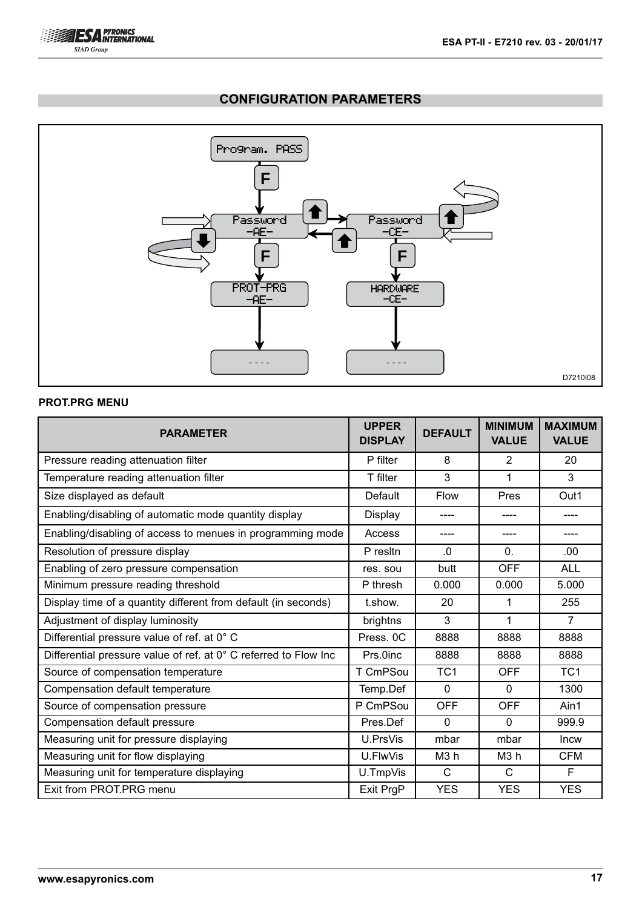## CONFIGURATION PARAMETERS

Program. PASS

F

Password -AE-

Password -CE-

F

F

PROT-PRG -AE-

HARDWARE -CE-

- - - -

- - - -

D7210I08

**PROT.PRG MENU**

| PARAMETER | UPPER DISPLAY | DEFAULT | MINIMUM VALUE | MAXIMUM VALUE |
|---|---|---|---|---|
| Pressure reading attenuation filter | P filter | 8 | 2 | 20 |
| Temperature reading attenuation filter | T filter | 3 | 1 | 3 |
| Size displayed as default | Default | Flow | Pres | Out1 |
| Enabling/disabling of automatic mode quantity display | Display | ---- | ---- | ---- |
| Enabling/disabling of access to menues in programming mode | Access | ---- | ---- | ---- |
| Resolution of pressure display | P resltn | .0 | 0. | .00 |
| Enabling of zero pressure compensation | res. sou | butt | OFF | ALL |
| Minimum pressure reading threshold | P thresh | 0.000 | 0.000 | 5.000 |
| Display time of a quantity different from default (in seconds) | t.show. | 20 | 1 | 255 |
| Adjustment of display luminosity | brightns | 3 | 1 | 7 |
| Differential pressure value of ref. at 0° C | Press. 0C | 8888 | 8888 | 8888 |
| Differential pressure value of ref. at 0° C referred to Flow Inc | Prs.0inc | 8888 | 8888 | 8888 |
| Source of compensation temperature | T CmPSou | TC1 | OFF | TC1 |
| Compensation default temperature | Temp.Def | 0 | 0 | 1300 |
| Source of compensation pressure | P CmPSou | OFF | OFF | Ain1 |
| Compensation default pressure | Pres.Def | 0 | 0 | 999.9 |
| Measuring unit for pressure displaying | U.PrsVis | mbar | mbar | Incw |
| Measuring unit for flow displaying | U.FlwVis | M3 h | M3 h | CFM |
| Measuring unit for temperature displaying | U.TmpVis | C | C | F |
| Exit from PROT.PRG menu | Exit PrgP | YES | YES | YES |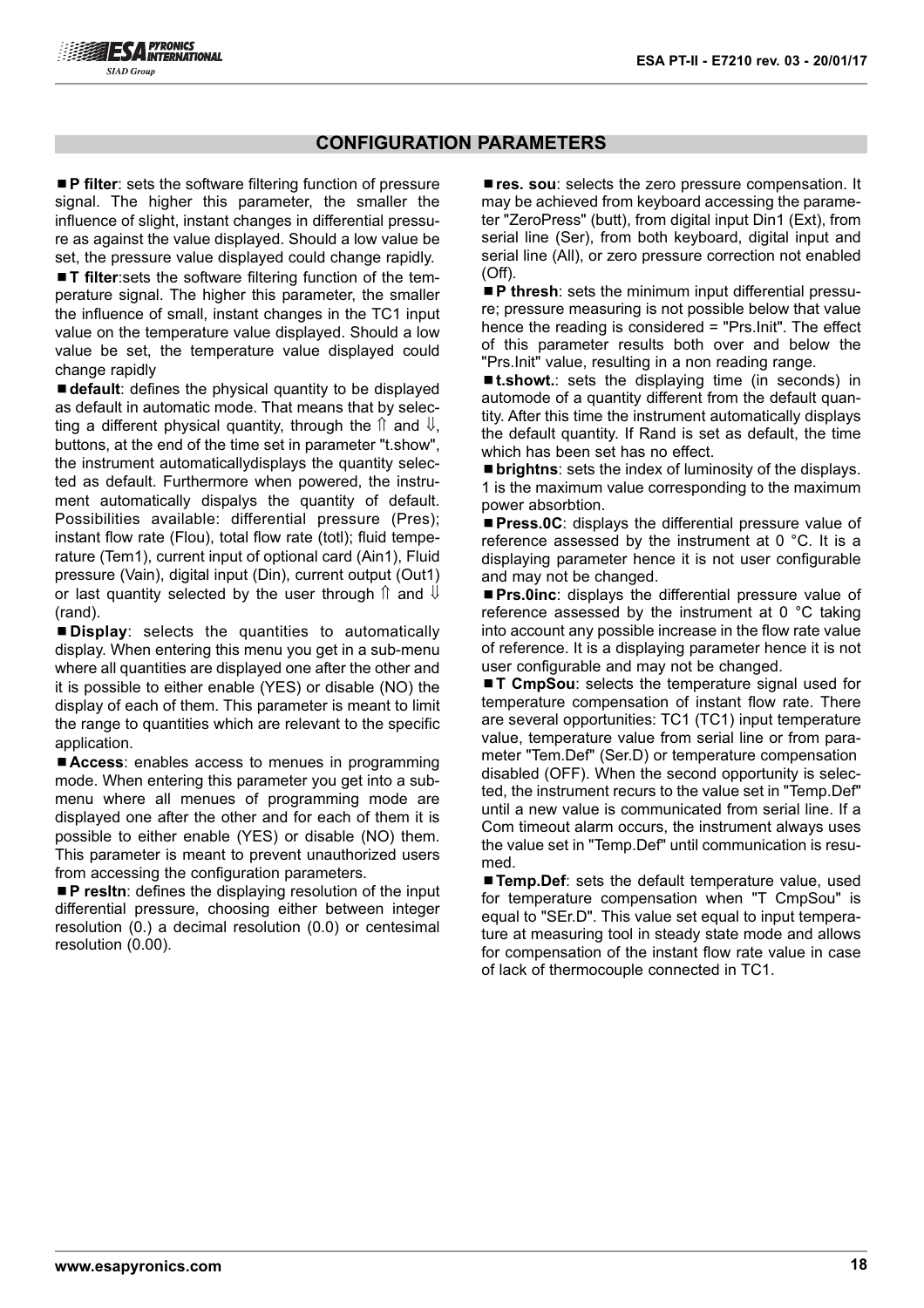## CONFIGURATION PARAMETERS

■ **P filter**: sets the software filtering function of pressure signal. The higher this parameter, the smaller the influence of slight, instant changes in differential pressure as against the value displayed. Should a low value be set, the pressure value displayed could change rapidly.

■ **T filter**:sets the software filtering function of the temperature signal. The higher this parameter, the smaller the influence of small, instant changes in the TC1 input value on the temperature value displayed. Should a low value be set, the temperature value displayed could change rapidly

■ **default**: defines the physical quantity to be displayed as default in automatic mode. That means that by selecting a different physical quantity, through the ⇑ and ⇓, buttons, at the end of the time set in parameter "t.show", the instrument automaticallydisplays the quantity selected as default. Furthermore when powered, the instrument automatically dispalys the quantity of default. Possibilities available: differential pressure (Pres); instant flow rate (Flou), total flow rate (totl); fluid temperature (Tem1), current input of optional card (Ain1), Fluid pressure (Vain), digital input (Din), current output (Out1) or last quantity selected by the user through ⇑ and ⇓ (rand).

■ **Display**: selects the quantities to automatically display. When entering this menu you get in a sub-menu where all quantities are displayed one after the other and it is possible to either enable (YES) or disable (NO) the display of each of them. This parameter is meant to limit the range to quantities which are relevant to the specific application.

■ **Access**: enables access to menues in programming mode. When entering this parameter you get into a submenu where all menues of programming mode are displayed one after the other and for each of them it is possible to either enable (YES) or disable (NO) them. This parameter is meant to prevent unauthorized users from accessing the configuration parameters.

■ **P resltn**: defines the displaying resolution of the input differential pressure, choosing either between integer resolution (0.) a decimal resolution (0.0) or centesimal resolution (0.00).

■ **res. sou**: selects the zero pressure compensation. It may be achieved from keyboard accessing the parameter "ZeroPress" (butt), from digital input Din1 (Ext), from serial line (Ser), from both keyboard, digital input and serial line (All), or zero pressure correction not enabled (Off).

■ **P thresh**: sets the minimum input differential pressure; pressure measuring is not possible below that value hence the reading is considered = "Prs.Init". The effect of this parameter results both over and below the "Prs.Init" value, resulting in a non reading range.

■ **t.showt.**: sets the displaying time (in seconds) in automode of a quantity different from the default quantity. After this time the instrument automatically displays the default quantity. If Rand is set as default, the time which has been set has no effect.

■ **brightns**: sets the index of luminosity of the displays. 1 is the maximum value corresponding to the maximum power absorbtion.

■ **Press.0C**: displays the differential pressure value of reference assessed by the instrument at 0 °C. It is a displaying parameter hence it is not user configurable and may not be changed.

■ **Prs.0inc**: displays the differential pressure value of reference assessed by the instrument at 0 °C taking into account any possible increase in the flow rate value of reference. It is a displaying parameter hence it is not user configurable and may not be changed.

■ **T CmpSou**: selects the temperature signal used for temperature compensation of instant flow rate. There are several opportunities: TC1 (TC1) input temperature value, temperature value from serial line or from parameter "Tem.Def" (Ser.D) or temperature compensation disabled (OFF). When the second opportunity is selected, the instrument recurs to the value set in "Temp.Def" until a new value is communicated from serial line. If a Com timeout alarm occurs, the instrument always uses the value set in "Temp.Def" until communication is resumed.

■ **Temp.Def**: sets the default temperature value, used for temperature compensation when "T CmpSou" is equal to "SEr.D". This value set equal to input temperature at measuring tool in steady state mode and allows for compensation of the instant flow rate value in case of lack of thermocouple connected in TC1.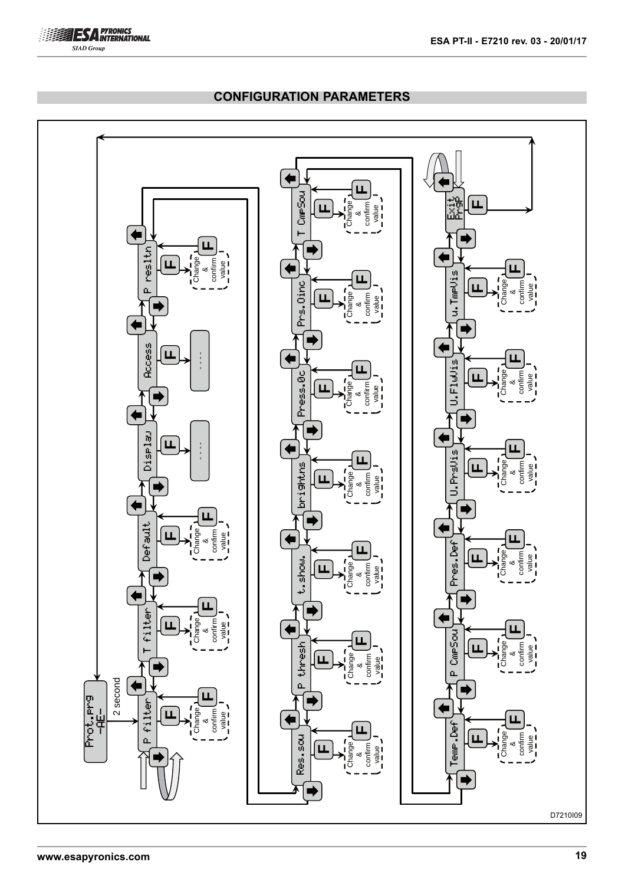## CONFIGURATION PARAMETERS

Prot.Prg -AE-

2 second

P filter — Change & confirm value

T filter — Change & confirm value

Default — Change & confirm value

Display — ----

Access — ----

P resltn — Change & confirm value

Res.sou — Change & confirm value

P thresh — Change & confirm value

t.show. — Change & confirm value

brightns — Change & confirm value

Press.0c — Change & confirm value

Prs.0inc — Change & confirm value

T CmPSou — Change & confirm value

Temp.Def — Change & confirm value

P CmPSou — Change & confirm value

Pres.Def — Change & confirm value

U.PrsVis — Change & confirm value

U.FlwVis — Change & confirm value

u.TmPVis — Change & confirm value

Exit PrgP

D7210I09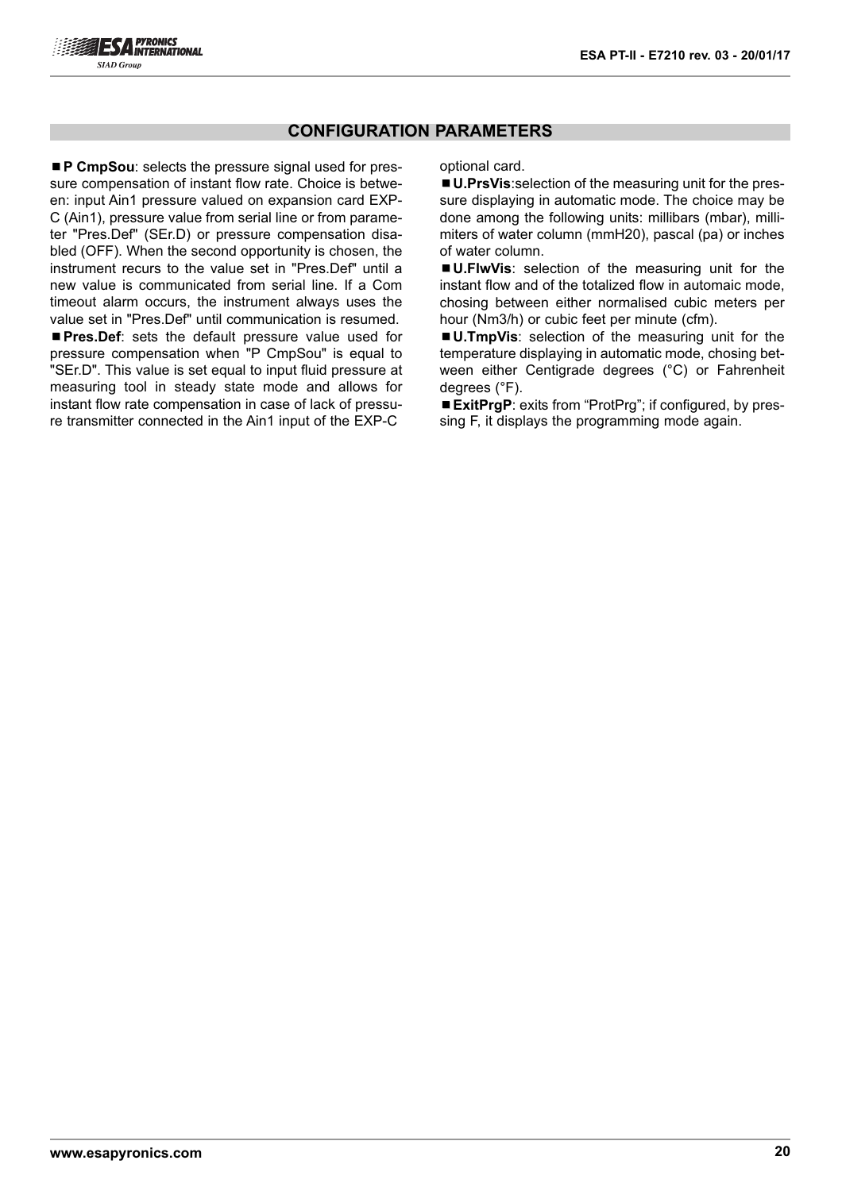## CONFIGURATION PARAMETERS

■ **P CmpSou**: selects the pressure signal used for pressure compensation of instant flow rate. Choice is between: input Ain1 pressure valued on expansion card EXP-C (Ain1), pressure value from serial line or from parameter "Pres.Def" (SEr.D) or pressure compensation disabled (OFF). When the second opportunity is chosen, the instrument recurs to the value set in "Pres.Def" until a new value is communicated from serial line. If a Com timeout alarm occurs, the instrument always uses the value set in "Pres.Def" until communication is resumed.

■ **Pres.Def**: sets the default pressure value used for pressure compensation when "P CmpSou" is equal to "SEr.D". This value is set equal to input fluid pressure at measuring tool in steady state mode and allows for instant flow rate compensation in case of lack of pressure transmitter connected in the Ain1 input of the EXP-C optional card.

■ **U.PrsVis**:selection of the measuring unit for the pressure displaying in automatic mode. The choice may be done among the following units: millibars (mbar), millimiters of water column (mmH20), pascal (pa) or inches of water column.

■ **U.FlwVis**: selection of the measuring unit for the instant flow and of the totalized flow in automaic mode, chosing between either normalised cubic meters per hour (Nm3/h) or cubic feet per minute (cfm).

■ **U.TmpVis**: selection of the measuring unit for the temperature displaying in automatic mode, chosing between either Centigrade degrees (°C) or Fahrenheit degrees (°F).

■ **ExitPrgP**: exits from "ProtPrg"; if configured, by pressing F, it displays the programming mode again.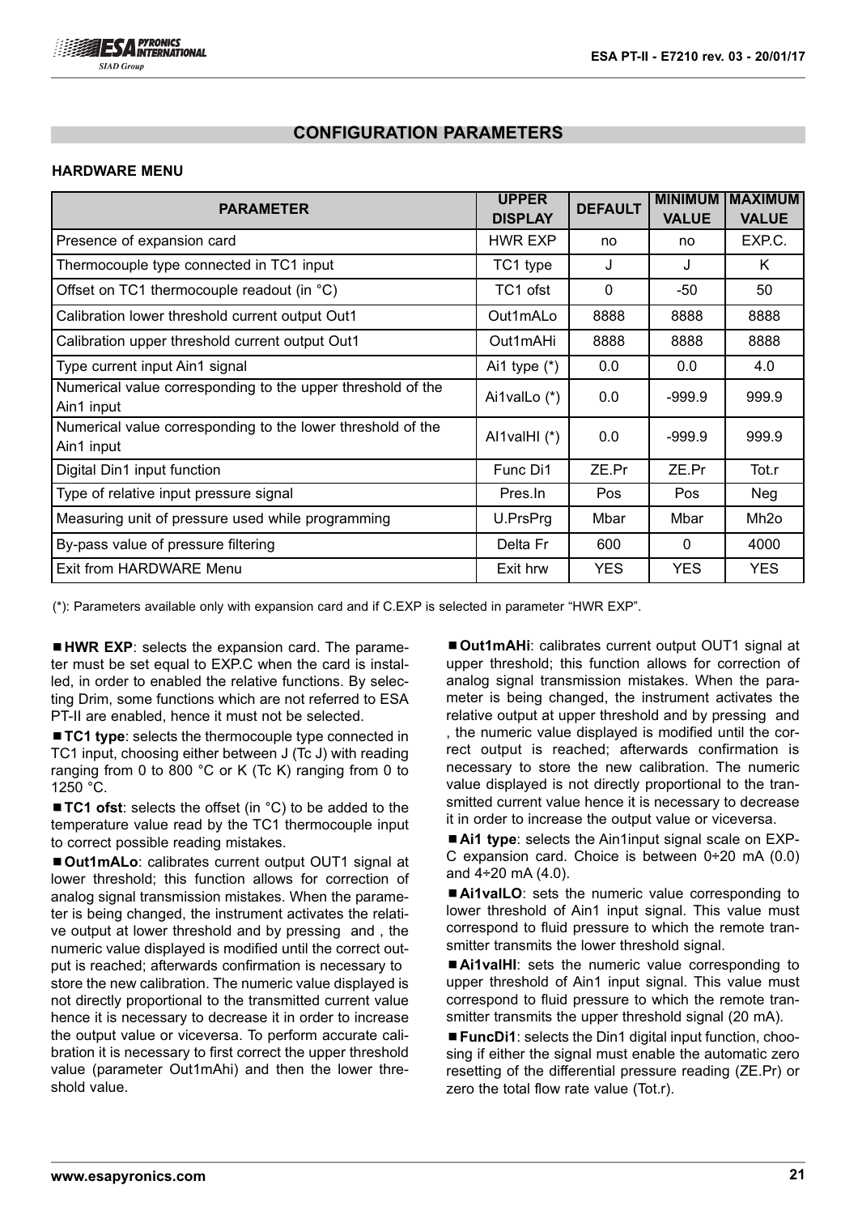## CONFIGURATION PARAMETERS

### HARDWARE MENU

| PARAMETER | UPPER DISPLAY | DEFAULT | MINIMUM VALUE | MAXIMUM VALUE |
|---|---|---|---|---|
| Presence of expansion card | HWR EXP | no | no | EXP.C. |
| Thermocouple type connected in TC1 input | TC1 type | J | J | K |
| Offset on TC1 thermocouple readout (in °C) | TC1 ofst | 0 | -50 | 50 |
| Calibration lower threshold current output Out1 | Out1mALo | 8888 | 8888 | 8888 |
| Calibration upper threshold current output Out1 | Out1mAHi | 8888 | 8888 | 8888 |
| Type current input Ain1 signal | Ai1 type (*) | 0.0 | 0.0 | 4.0 |
| Numerical value corresponding to the upper threshold of the Ain1 input | Ai1valLo (*) | 0.0 | -999.9 | 999.9 |
| Numerical value corresponding to the lower threshold of the Ain1 input | Al1valHI (*) | 0.0 | -999.9 | 999.9 |
| Digital Din1 input function | Func Di1 | ZE.Pr | ZE.Pr | Tot.r |
| Type of relative input pressure signal | Pres.In | Pos | Pos | Neg |
| Measuring unit of pressure used while programming | U.PrsPrg | Mbar | Mbar | Mh2o |
| By-pass value of pressure filtering | Delta Fr | 600 | 0 | 4000 |
| Exit from HARDWARE Menu | Exit hrw | YES | YES | YES |

(*): Parameters available only with expansion card and if C.EXP is selected in parameter "HWR EXP".

- **HWR EXP**: selects the expansion card. The parameter must be set equal to EXP.C when the card is installed, in order to enabled the relative functions. By selecting Drim, some functions which are not referred to ESA PT-II are enabled, hence it must not be selected.
- **TC1 type**: selects the thermocouple type connected in TC1 input, choosing either between J (Tc J) with reading ranging from 0 to 800 °C or K (Tc K) ranging from 0 to 1250 °C.
- **TC1 ofst**: selects the offset (in °C) to be added to the temperature value read by the TC1 thermocouple input to correct possible reading mistakes.
- **Out1mALo**: calibrates current output OUT1 signal at lower threshold; this function allows for correction of analog signal transmission mistakes. When the parameter is being changed, the instrument activates the relative output at lower threshold and by pressing and , the numeric value displayed is modified until the correct output is reached; afterwards confirmation is necessary to store the new calibration. The numeric value displayed is not directly proportional to the transmitted current value hence it is necessary to decrease it in order to increase the output value or viceversa. To perform accurate calibration it is necessary to first correct the upper threshold value (parameter Out1mAhi) and then the lower threshold value.
- **Out1mAHi**: calibrates current output OUT1 signal at upper threshold; this function allows for correction of analog signal transmission mistakes. When the parameter is being changed, the instrument activates the relative output at upper threshold and by pressing and , the numeric value displayed is modified until the correct output is reached; afterwards confirmation is necessary to store the new calibration. The numeric value displayed is not directly proportional to the transmitted current value hence it is necessary to decrease it in order to increase the output value or viceversa.
- **Ai1 type**: selects the Ain1input signal scale on EXP-C expansion card. Choice is between 0÷20 mA (0.0) and 4÷20 mA (4.0).
- **Ai1valLO**: sets the numeric value corresponding to lower threshold of Ain1 input signal. This value must correspond to fluid pressure to which the remote transmitter transmits the lower threshold signal.
- **Ai1valHI**: sets the numeric value corresponding to upper threshold of Ain1 input signal. This value must correspond to fluid pressure to which the remote transmitter transmits the upper threshold signal (20 mA).
- **FuncDi1**: selects the Din1 digital input function, choosing if either the signal must enable the automatic zero resetting of the differential pressure reading (ZE.Pr) or zero the total flow rate value (Tot.r).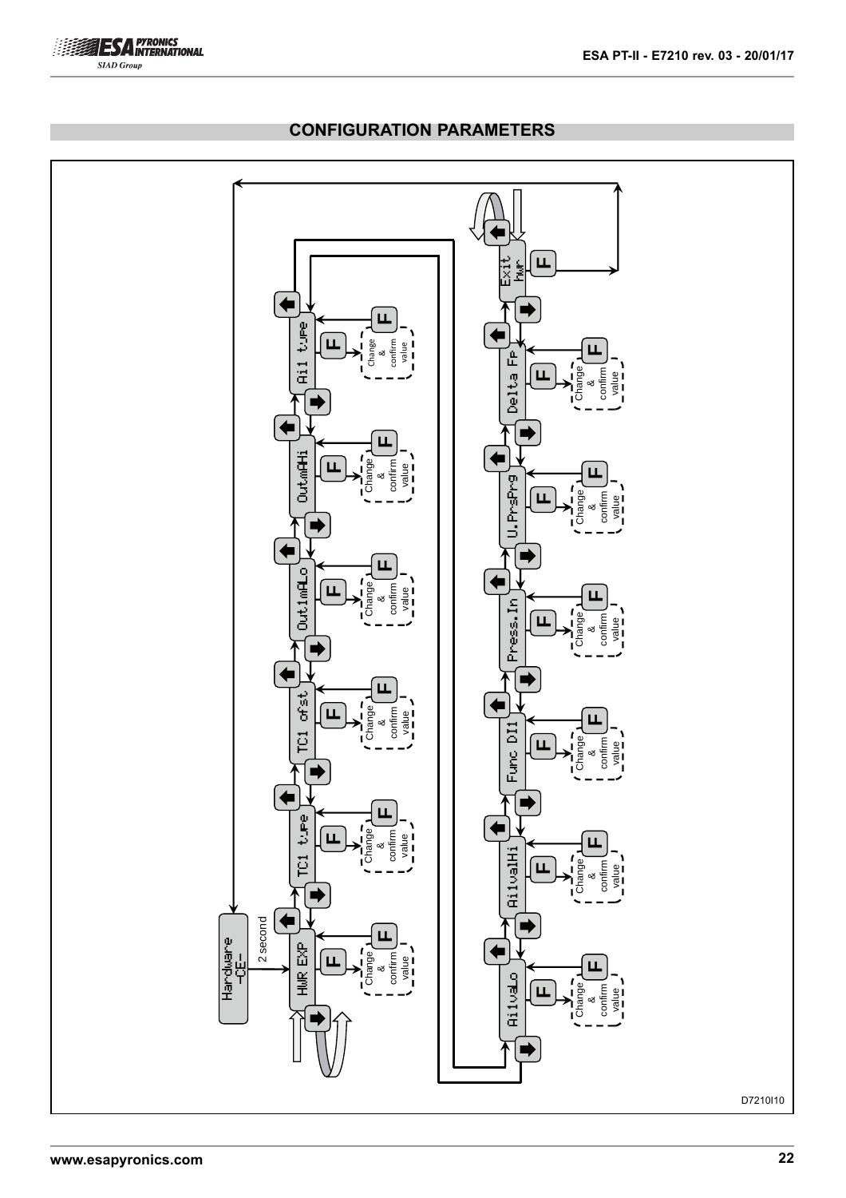## CONFIGURATION PARAMETERS

Hardware -CE-

2 second

HWR EXP — Change & confirm value

TC1 type — Change & confirm value

TC1 ofst — Change & confirm value

Out1mALo — Change & confirm value

OutmAHi — Change & confirm value

Ai1 type — Change & confirm value

Ai1valLo — Change & confirm value

Ai1valHi — Change & confirm value

Func DI1 — Change & confirm value

Press.In — Change & confirm value

U.PrsPrg — Change & confirm value

Delta Fp — Change & confirm value

Exit hwr

D7210I10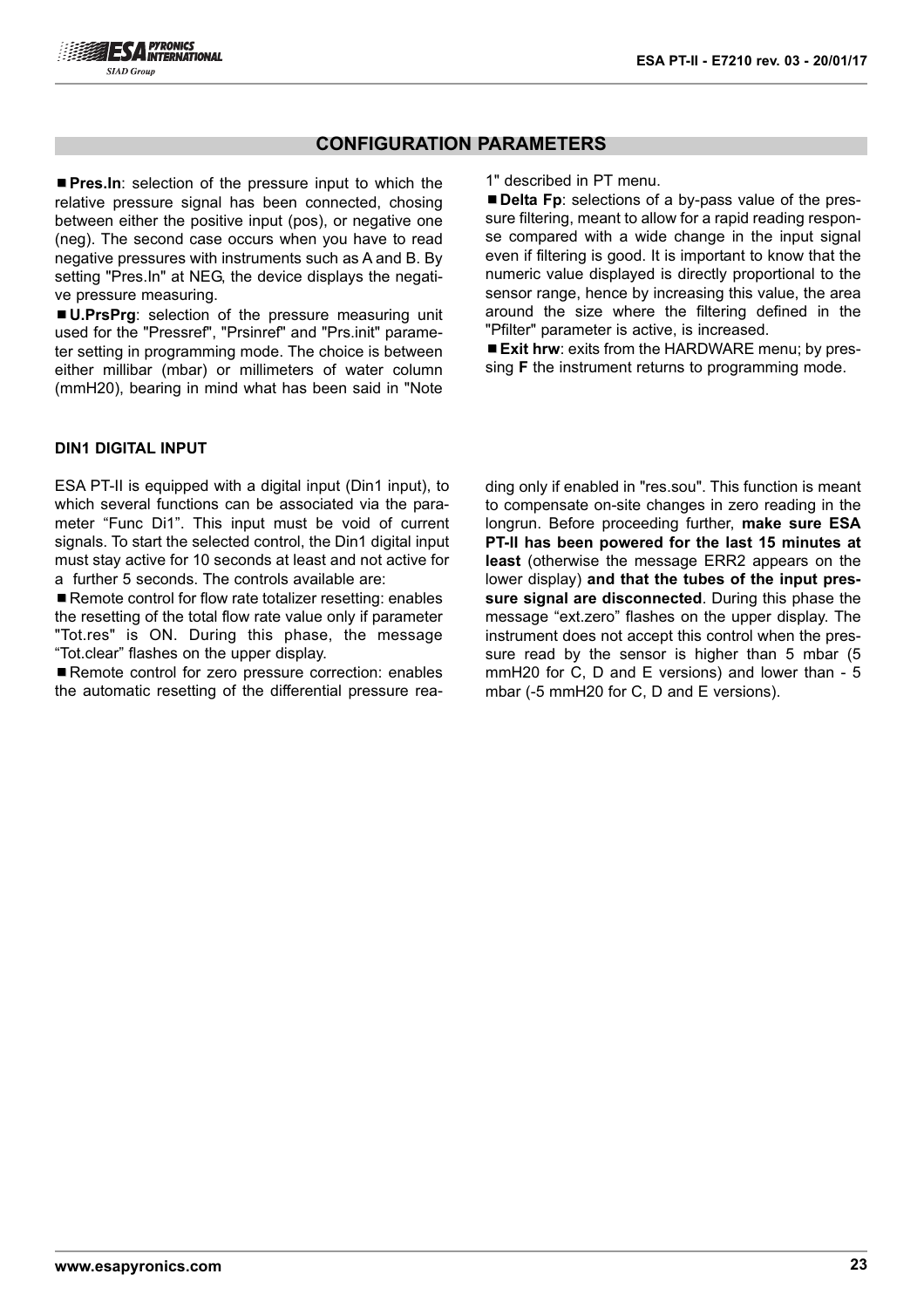## CONFIGURATION PARAMETERS

- **Pres.In**: selection of the pressure input to which the relative pressure signal has been connected, chosing between either the positive input (pos), or negative one (neg). The second case occurs when you have to read negative pressures with instruments such as A and B. By setting "Pres.In" at NEG, the device displays the negative pressure measuring.
- **U.PrsPrg**: selection of the pressure measuring unit used for the "Pressref", "Prsinref" and "Prs.init" parameter setting in programming mode. The choice is between either millibar (mbar) or millimeters of water column (mmH20), bearing in mind what has been said in "Note 1" described in PT menu.
- **Delta Fp**: selections of a by-pass value of the pressure filtering, meant to allow for a rapid reading response compared with a wide change in the input signal even if filtering is good. It is important to know that the numeric value displayed is directly proportional to the sensor range, hence by increasing this value, the area around the size where the filtering defined in the "Pfilter" parameter is active, is increased.
- **Exit hrw**: exits from the HARDWARE menu; by pressing **F** the instrument returns to programming mode.

### DIN1 DIGITAL INPUT

ESA PT-II is equipped with a digital input (Din1 input), to which several functions can be associated via the parameter "Func Di1". This input must be void of current signals. To start the selected control, the Din1 digital input must stay active for 10 seconds at least and not active for a further 5 seconds. The controls available are:

- Remote control for flow rate totalizer resetting: enables the resetting of the total flow rate value only if parameter "Tot.res" is ON. During this phase, the message "Tot.clear" flashes on the upper display.
- Remote control for zero pressure correction: enables the automatic resetting of the differential pressure reading only if enabled in "res.sou". This function is meant to compensate on-site changes in zero reading in the longrun. Before proceeding further, **make sure ESA PT-II has been powered for the last 15 minutes at least** (otherwise the message ERR2 appears on the lower display) **and that the tubes of the input pressure signal are disconnected**. During this phase the message "ext.zero" flashes on the upper display. The instrument does not accept this control when the pressure read by the sensor is higher than 5 mbar (5 mmH20 for C, D and E versions) and lower than - 5 mbar (-5 mmH20 for C, D and E versions).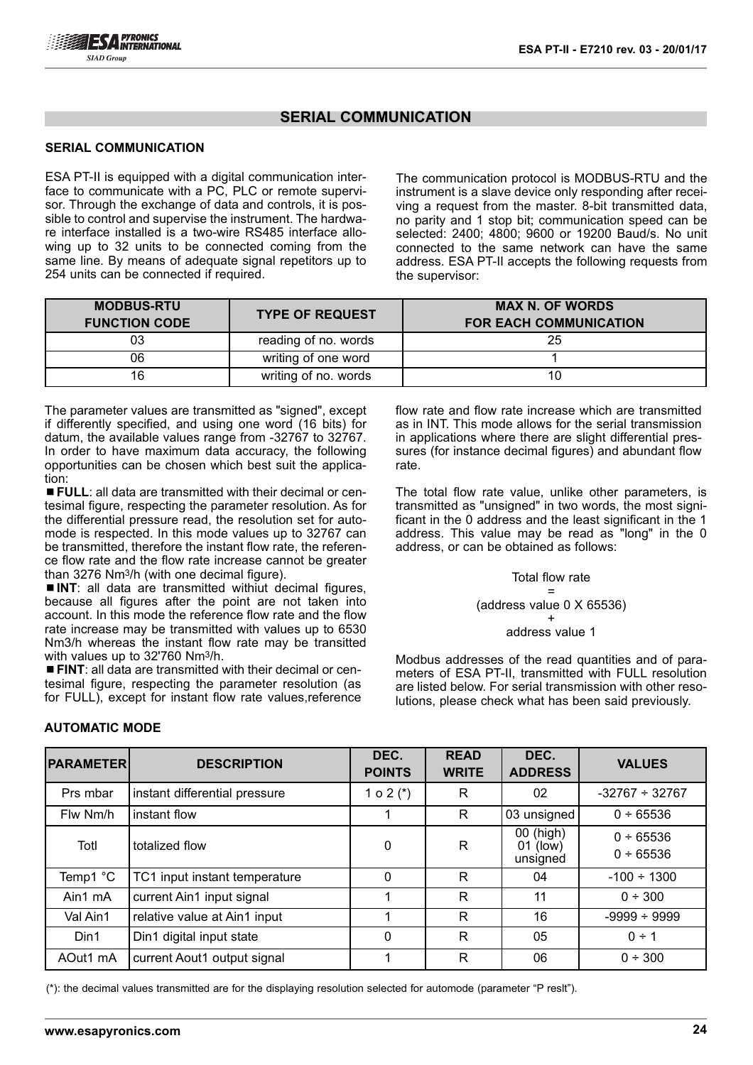## SERIAL COMMUNICATION

### SERIAL COMMUNICATION

ESA PT-II is equipped with a digital communication interface to communicate with a PC, PLC or remote supervisor. Through the exchange of data and controls, it is possible to control and supervise the instrument. The hardware interface installed is a two-wire RS485 interface allowing up to 32 units to be connected coming from the same line. By means of adequate signal repetitors up to 254 units can be connected if required.

The communication protocol is MODBUS-RTU and the instrument is a slave device only responding after receiving a request from the master. 8-bit transmitted data, no parity and 1 stop bit; communication speed can be selected: 2400; 4800; 9600 or 19200 Baud/s. No unit connected to the same network can have the same address. ESA PT-II accepts the following requests from the supervisor:

| MODBUS-RTU FUNCTION CODE | TYPE OF REQUEST | MAX N. OF WORDS FOR EACH COMMUNICATION |
|---|---|---|
| 03 | reading of no. words | 25 |
| 06 | writing of one word | 1 |
| 16 | writing of no. words | 10 |

The parameter values are transmitted as "signed", except if differently specified, and using one word (16 bits) for datum, the available values range from -32767 to 32767. In order to have maximum data accuracy, the following opportunities can be chosen which best suit the application:

- **FULL**: all data are transmitted with their decimal or centesimal figure, respecting the parameter resolution. As for the differential pressure read, the resolution set for automode is respected. In this mode values up to 32767 can be transmitted, therefore the instant flow rate, the reference flow rate and the flow rate increase cannot be greater than 3276 Nm³/h (with one decimal figure).
- **INT**: all data are transmitted withiut decimal figures, because all figures after the point are not taken into account. In this mode the reference flow rate and the flow rate increase may be transmitted with values up to 6530 Nm3/h whereas the instant flow rate may be transitted with values up to 32'760 Nm³/h.
- **FINT**: all data are transmitted with their decimal or centesimal figure, respecting the parameter resolution (as for FULL), except for instant flow rate values,reference flow rate and flow rate increase which are transmitted as in INT. This mode allows for the serial transmission in applications where there are slight differential pressures (for instance decimal figures) and abundant flow rate.

The total flow rate value, unlike other parameters, is transmitted as "unsigned" in two words, the most significant in the 0 address and the least significant in the 1 address. This value may be read as "long" in the 0 address, or can be obtained as follows:

Total flow rate
=
(address value 0 X 65536)
+
address value 1

Modbus addresses of the read quantities and of parameters of ESA PT-II, transmitted with FULL resolution are listed below. For serial transmission with other resolutions, please check what has been said previously.

### AUTOMATIC MODE

| PARAMETER | DESCRIPTION | DEC. POINTS | READ WRITE | DEC. ADDRESS | VALUES |
|---|---|---|---|---|---|
| Prs mbar | instant differential pressure | 1 o 2 (*) | R | 02 | -32767 ÷ 32767 |
| Flw Nm/h | instant flow | 1 | R | 03 unsigned | 0 ÷ 65536 |
| Totl | totalized flow | 0 | R | 00 (high) 01 (low) unsigned | 0 ÷ 65536 0 ÷ 65536 |
| Temp1 °C | TC1 input instant temperature | 0 | R | 04 | -100 ÷ 1300 |
| Ain1 mA | current Ain1 input signal | 1 | R | 11 | 0 ÷ 300 |
| Val Ain1 | relative value at Ain1 input | 1 | R | 16 | -9999 ÷ 9999 |
| Din1 | Din1 digital input state | 0 | R | 05 | 0 ÷ 1 |
| AOut1 mA | current Aout1 output signal | 1 | R | 06 | 0 ÷ 300 |

(*): the decimal values transmitted are for the displaying resolution selected for automode (parameter "P reslt").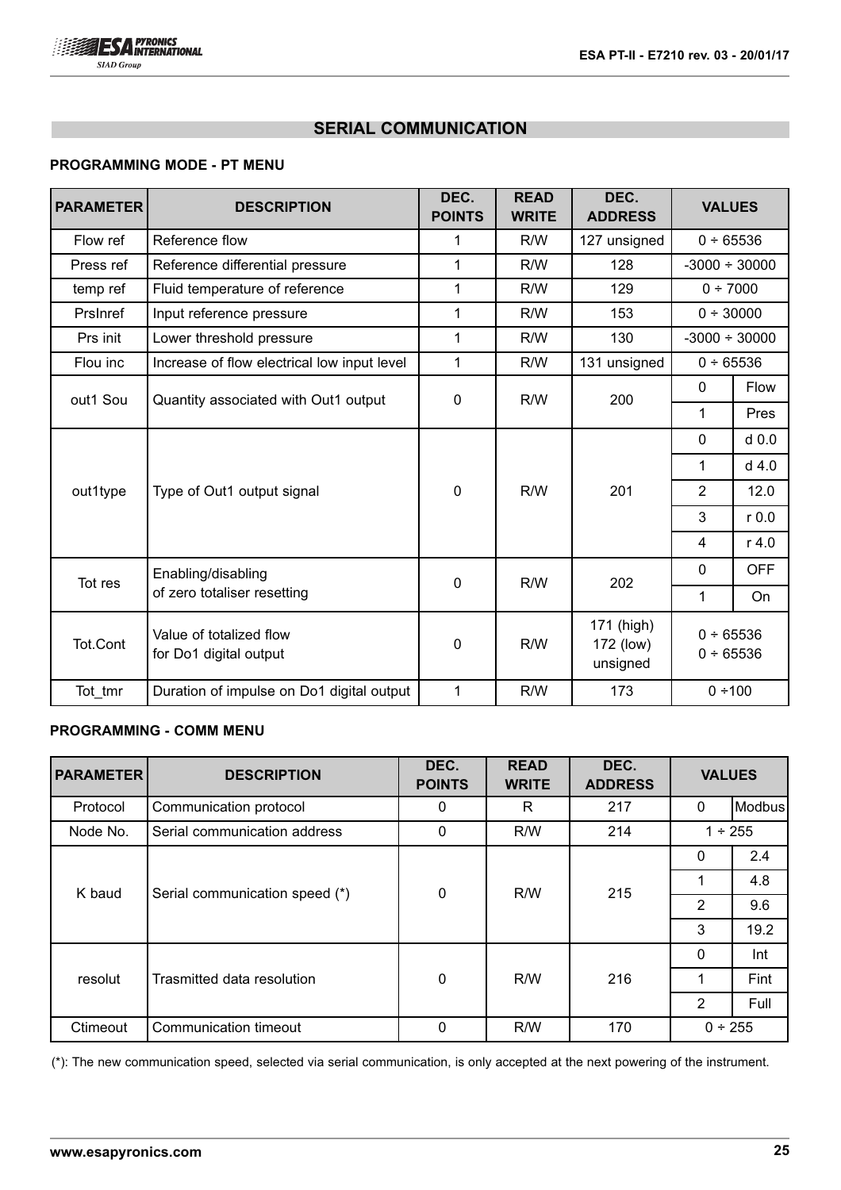## SERIAL COMMUNICATION

### PROGRAMMING MODE - PT MENU

| PARAMETER | DESCRIPTION | DEC. POINTS | READ WRITE | DEC. ADDRESS | VALUES | |
|---|---|---|---|---|---|---|
| Flow ref | Reference flow | 1 | R/W | 127 unsigned | 0 ÷ 65536 | |
| Press ref | Reference differential pressure | 1 | R/W | 128 | -3000 ÷ 30000 | |
| temp ref | Fluid temperature of reference | 1 | R/W | 129 | 0 ÷ 7000 | |
| PrsInref | Input reference pressure | 1 | R/W | 153 | 0 ÷ 30000 | |
| Prs init | Lower threshold pressure | 1 | R/W | 130 | -3000 ÷ 30000 | |
| Flou inc | Increase of flow electrical low input level | 1 | R/W | 131 unsigned | 0 ÷ 65536 | |
| out1 Sou | Quantity associated with Out1 output | 0 | R/W | 200 | 0 | Flow |
| | | | | | 1 | Pres |
| out1type | Type of Out1 output signal | 0 | R/W | 201 | 0 | d 0.0 |
| | | | | | 1 | d 4.0 |
| | | | | | 2 | 12.0 |
| | | | | | 3 | r 0.0 |
| | | | | | 4 | r 4.0 |
| Tot res | Enabling/disabling of zero totaliser resetting | 0 | R/W | 202 | 0 | OFF |
| | | | | | 1 | On |
| Tot.Cont | Value of totalized flow for Do1 digital output | 0 | R/W | 171 (high) 172 (low) unsigned | 0 ÷ 65536 0 ÷ 65536 | |
| Tot_tmr | Duration of impulse on Do1 digital output | 1 | R/W | 173 | 0 ÷100 | |

### PROGRAMMING - COMM MENU

| PARAMETER | DESCRIPTION | DEC. POINTS | READ WRITE | DEC. ADDRESS | VALUES | |
|---|---|---|---|---|---|---|
| Protocol | Communication protocol | 0 | R | 217 | 0 | Modbus |
| Node No. | Serial communication address | 0 | R/W | 214 | 1 ÷ 255 | |
| K baud | Serial communication speed (*) | 0 | R/W | 215 | 0 | 2.4 |
| | | | | | 1 | 4.8 |
| | | | | | 2 | 9.6 |
| | | | | | 3 | 19.2 |
| resolut | Trasmitted data resolution | 0 | R/W | 216 | 0 | Int |
| | | | | | 1 | Fint |
| | | | | | 2 | Full |
| Ctimeout | Communication timeout | 0 | R/W | 170 | 0 ÷ 255 | |

(*): The new communication speed, selected via serial communication, is only accepted at the next powering of the instrument.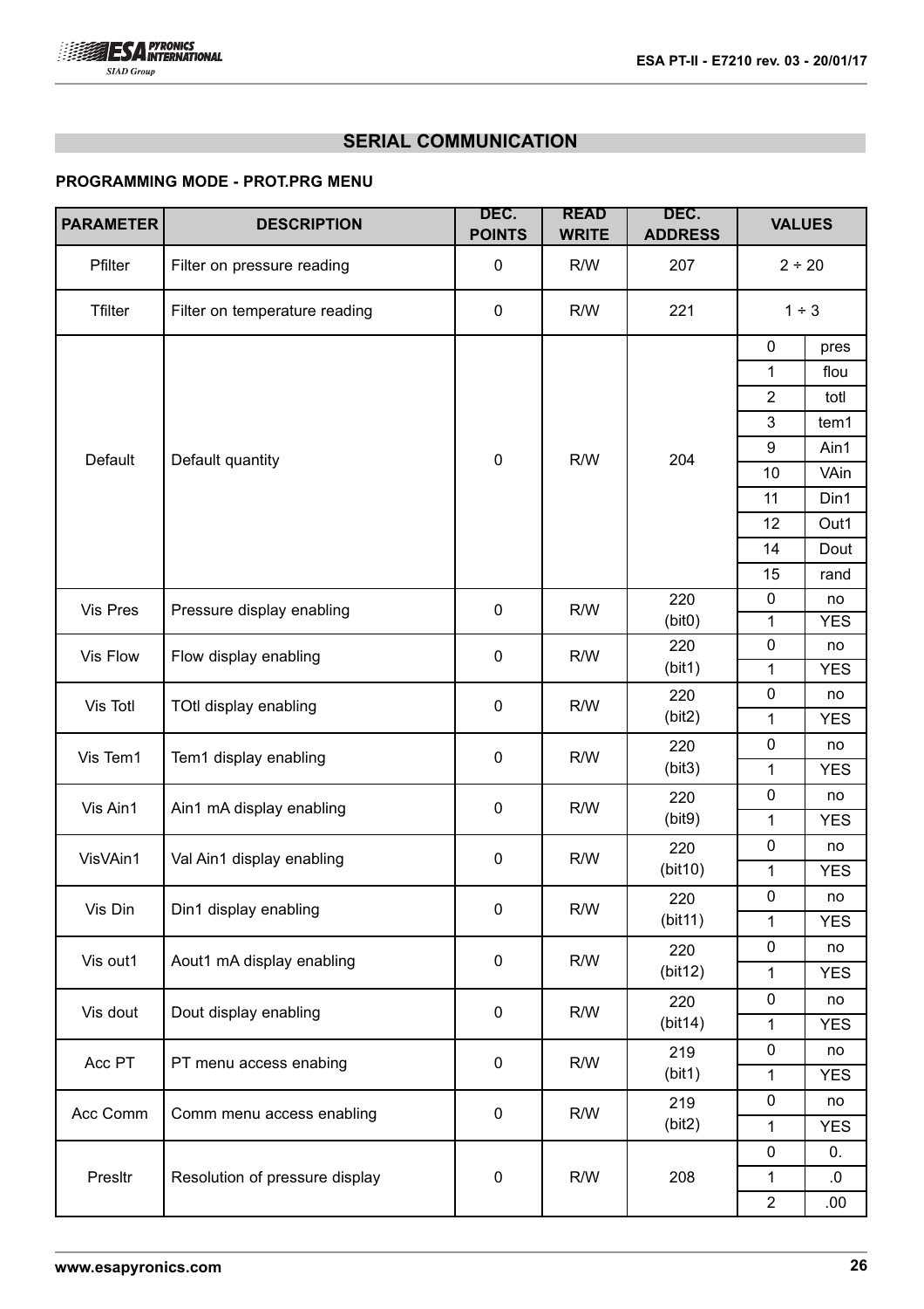## SERIAL COMMUNICATION

### PROGRAMMING MODE - PROT.PRG MENU

| PARAMETER | DESCRIPTION | DEC. POINTS | READ WRITE | DEC. ADDRESS | VALUES | |
|---|---|---|---|---|---|---|
| Pfilter | Filter on pressure reading | 0 | R/W | 207 | 2 ÷ 20 | |
| Tfilter | Filter on temperature reading | 0 | R/W | 221 | 1 ÷ 3 | |
| Default | Default quantity | 0 | R/W | 204 | 0 | pres |
| | | | | | 1 | flou |
| | | | | | 2 | totl |
| | | | | | 3 | tem1 |
| | | | | | 9 | Ain1 |
| | | | | | 10 | VAin |
| | | | | | 11 | Din1 |
| | | | | | 12 | Out1 |
| | | | | | 14 | Dout |
| | | | | | 15 | rand |
| Vis Pres | Pressure display enabling | 0 | R/W | 220 (bit0) | 0 | no |
| | | | | | 1 | YES |
| Vis Flow | Flow display enabling | 0 | R/W | 220 (bit1) | 0 | no |
| | | | | | 1 | YES |
| Vis Totl | TOtl display enabling | 0 | R/W | 220 (bit2) | 0 | no |
| | | | | | 1 | YES |
| Vis Tem1 | Tem1 display enabling | 0 | R/W | 220 (bit3) | 0 | no |
| | | | | | 1 | YES |
| Vis Ain1 | Ain1 mA display enabling | 0 | R/W | 220 (bit9) | 0 | no |
| | | | | | 1 | YES |
| VisVAin1 | Val Ain1 display enabling | 0 | R/W | 220 (bit10) | 0 | no |
| | | | | | 1 | YES |
| Vis Din | Din1 display enabling | 0 | R/W | 220 (bit11) | 0 | no |
| | | | | | 1 | YES |
| Vis out1 | Aout1 mA display enabling | 0 | R/W | 220 (bit12) | 0 | no |
| | | | | | 1 | YES |
| Vis dout | Dout display enabling | 0 | R/W | 220 (bit14) | 0 | no |
| | | | | | 1 | YES |
| Acc PT | PT menu access enabing | 0 | R/W | 219 (bit1) | 0 | no |
| | | | | | 1 | YES |
| Acc Comm | Comm menu access enabling | 0 | R/W | 219 (bit2) | 0 | no |
| | | | | | 1 | YES |
| Presltr | Resolution of pressure display | 0 | R/W | 208 | 0 | 0. |
| | | | | | 1 | .0 |
| | | | | | 2 | .00 |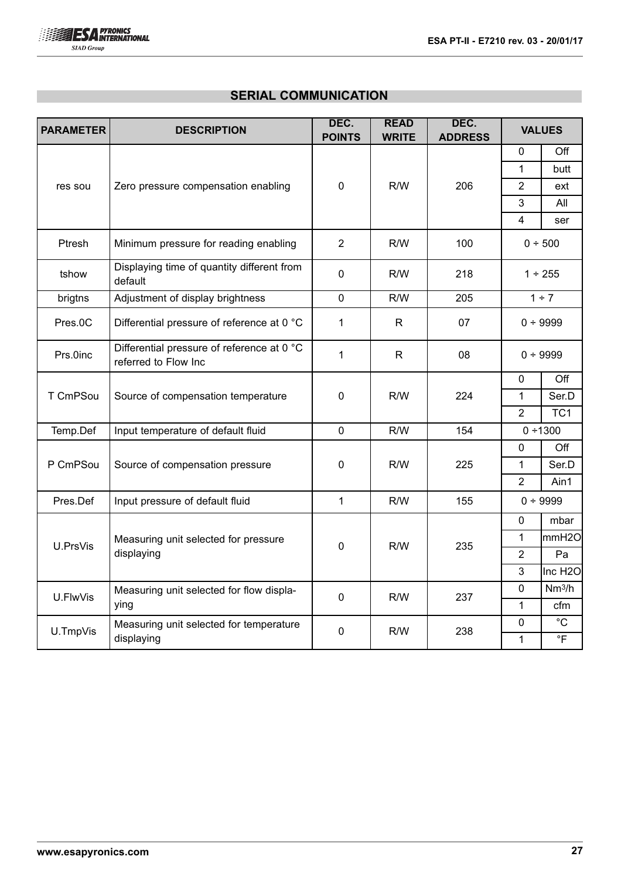## SERIAL COMMUNICATION

| PARAMETER | DESCRIPTION | DEC. POINTS | READ WRITE | DEC. ADDRESS | VALUES | |
|---|---|---|---|---|---|---|
| res sou | Zero pressure compensation enabling | 0 | R/W | 206 | 0 | Off |
| | | | | | 1 | butt |
| | | | | | 2 | ext |
| | | | | | 3 | All |
| | | | | | 4 | ser |
| Ptresh | Minimum pressure for reading enabling | 2 | R/W | 100 | 0 ÷ 500 | |
| tshow | Displaying time of quantity different from default | 0 | R/W | 218 | 1 ÷ 255 | |
| brigtns | Adjustment of display brightness | 0 | R/W | 205 | 1 ÷ 7 | |
| Pres.0C | Differential pressure of reference at 0 °C | 1 | R | 07 | 0 ÷ 9999 | |
| Prs.0inc | Differential pressure of reference at 0 °C referred to Flow Inc | 1 | R | 08 | 0 ÷ 9999 | |
| T CmPSou | Source of compensation temperature | 0 | R/W | 224 | 0 | Off |
| | | | | | 1 | Ser.D |
| | | | | | 2 | TC1 |
| Temp.Def | Input temperature of default fluid | 0 | R/W | 154 | 0 ÷1300 | |
| P CmPSou | Source of compensation pressure | 0 | R/W | 225 | 0 | Off |
| | | | | | 1 | Ser.D |
| | | | | | 2 | Ain1 |
| Pres.Def | Input pressure of default fluid | 1 | R/W | 155 | 0 ÷ 9999 | |
| U.PrsVis | Measuring unit selected for pressure displaying | 0 | R/W | 235 | 0 | mbar |
| | | | | | 1 | mmH2O |
| | | | | | 2 | Pa |
| | | | | | 3 | Inc H2O |
| U.FlwVis | Measuring unit selected for flow displaying | 0 | R/W | 237 | 0 | $Nm^3/h$ |
| | | | | | 1 | cfm |
| U.TmpVis | Measuring unit selected for temperature displaying | 0 | R/W | 238 | 0 | °C |
| | | | | | 1 | °F |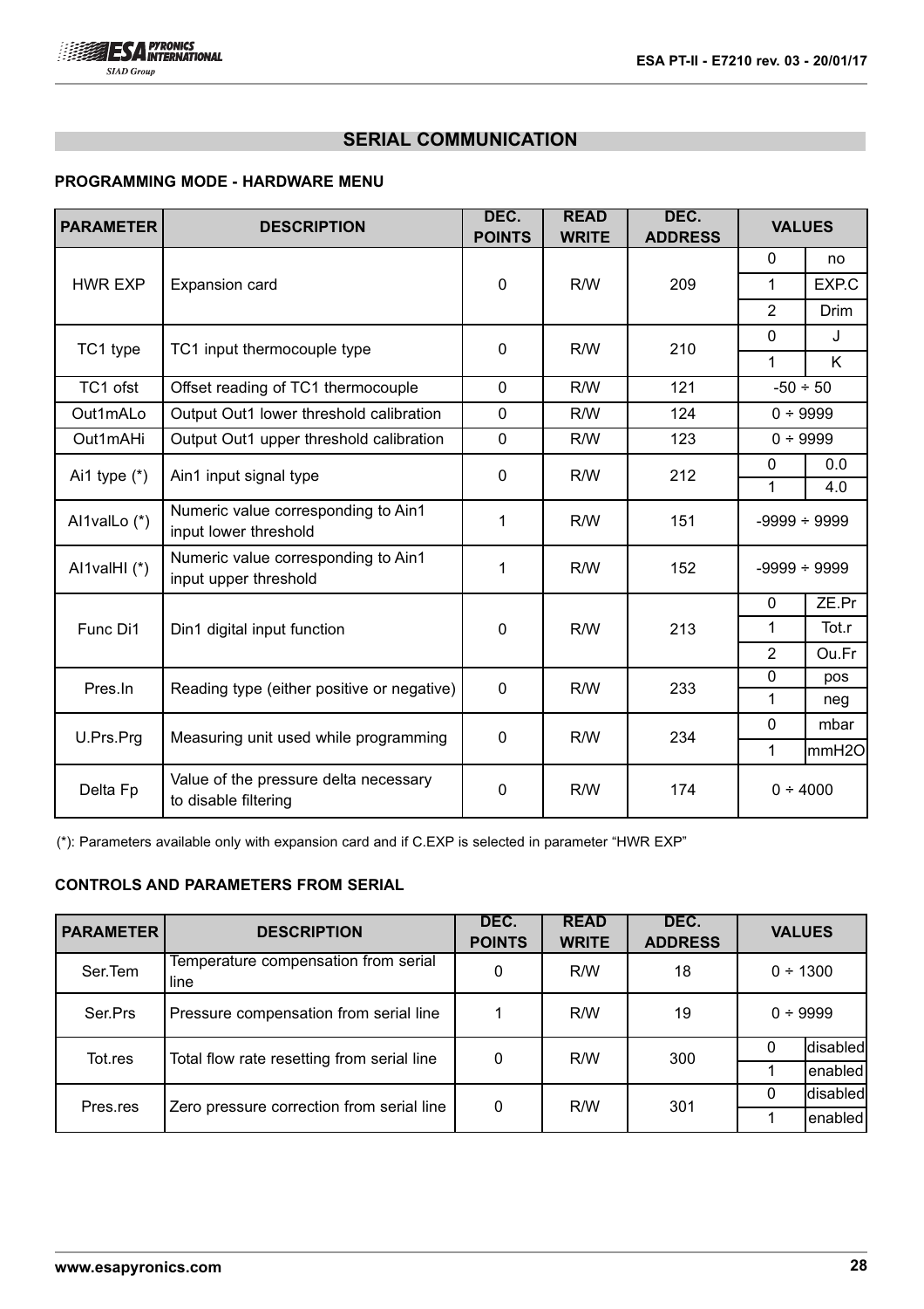## SERIAL COMMUNICATION

### PROGRAMMING MODE - HARDWARE MENU

| PARAMETER | DESCRIPTION | DEC. POINTS | READ WRITE | DEC. ADDRESS | VALUES | |
|---|---|---|---|---|---|---|
| HWR EXP | Expansion card | 0 | R/W | 209 | 0 | no |
| | | | | | 1 | EXP.C |
| | | | | | 2 | Drim |
| TC1 type | TC1 input thermocouple type | 0 | R/W | 210 | 0 | J |
| | | | | | 1 | K |
| TC1 ofst | Offset reading of TC1 thermocouple | 0 | R/W | 121 | -50 ÷ 50 | |
| Out1mALo | Output Out1 lower threshold calibration | 0 | R/W | 124 | 0 ÷ 9999 | |
| Out1mAHi | Output Out1 upper threshold calibration | 0 | R/W | 123 | 0 ÷ 9999 | |
| Ai1 type (*) | Ain1 input signal type | 0 | R/W | 212 | 0 | 0.0 |
| | | | | | 1 | 4.0 |
| AI1valLo (*) | Numeric value corresponding to Ain1 input lower threshold | 1 | R/W | 151 | -9999 ÷ 9999 | |
| AI1valHI (*) | Numeric value corresponding to Ain1 input upper threshold | 1 | R/W | 152 | -9999 ÷ 9999 | |
| Func Di1 | Din1 digital input function | 0 | R/W | 213 | 0 | ZE.Pr |
| | | | | | 1 | Tot.r |
| | | | | | 2 | Ou.Fr |
| Pres.In | Reading type (either positive or negative) | 0 | R/W | 233 | 0 | pos |
| | | | | | 1 | neg |
| U.Prs.Prg | Measuring unit used while programming | 0 | R/W | 234 | 0 | mbar |
| | | | | | 1 | mmH2O |
| Delta Fp | Value of the pressure delta necessary to disable filtering | 0 | R/W | 174 | 0 ÷ 4000 | |

(*): Parameters available only with expansion card and if C.EXP is selected in parameter "HWR EXP"

### CONTROLS AND PARAMETERS FROM SERIAL

| PARAMETER | DESCRIPTION | DEC. POINTS | READ WRITE | DEC. ADDRESS | VALUES | |
|---|---|---|---|---|---|---|
| Ser.Tem | Temperature compensation from serial line | 0 | R/W | 18 | 0 ÷ 1300 | |
| Ser.Prs | Pressure compensation from serial line | 1 | R/W | 19 | 0 ÷ 9999 | |
| Tot.res | Total flow rate resetting from serial line | 0 | R/W | 300 | 0 | disabled |
| | | | | | 1 | enabled |
| Pres.res | Zero pressure correction from serial line | 0 | R/W | 301 | 0 | disabled |
| | | | | | 1 | enabled |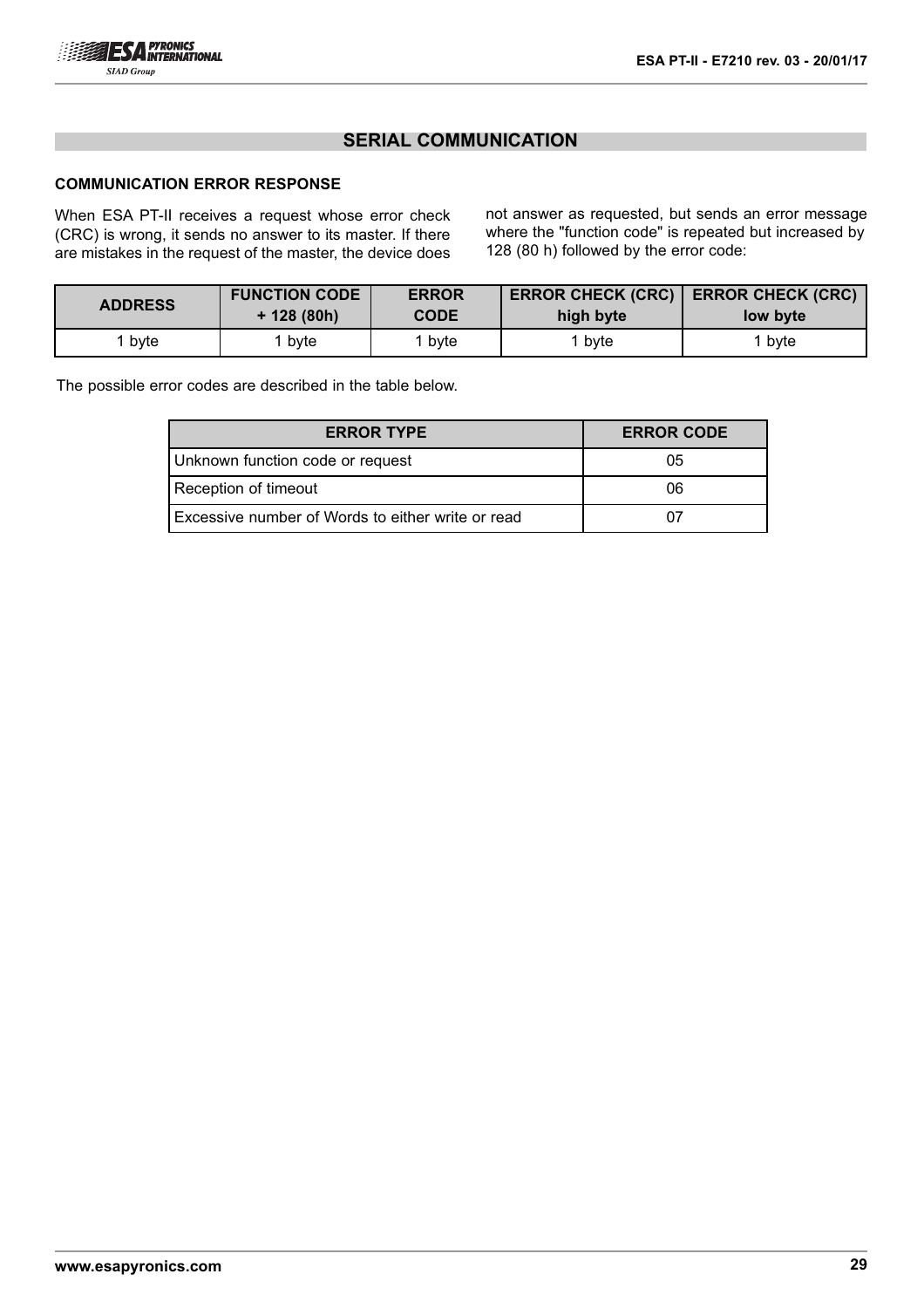## SERIAL COMMUNICATION

### COMMUNICATION ERROR RESPONSE

When ESA PT-II receives a request whose error check (CRC) is wrong, it sends no answer to its master. If there are mistakes in the request of the master, the device does not answer as requested, but sends an error message where the "function code" is repeated but increased by 128 (80 h) followed by the error code:

| ADDRESS | FUNCTION CODE + 128 (80h) | ERROR CODE | ERROR CHECK (CRC) high byte | ERROR CHECK (CRC) low byte |
|---|---|---|---|---|
| 1 byte | 1 byte | 1 byte | 1 byte | 1 byte |

The possible error codes are described in the table below.

| ERROR TYPE | ERROR CODE |
|---|---|
| Unknown function code or request | 05 |
| Reception of timeout | 06 |
| Excessive number of Words to either write or read | 07 |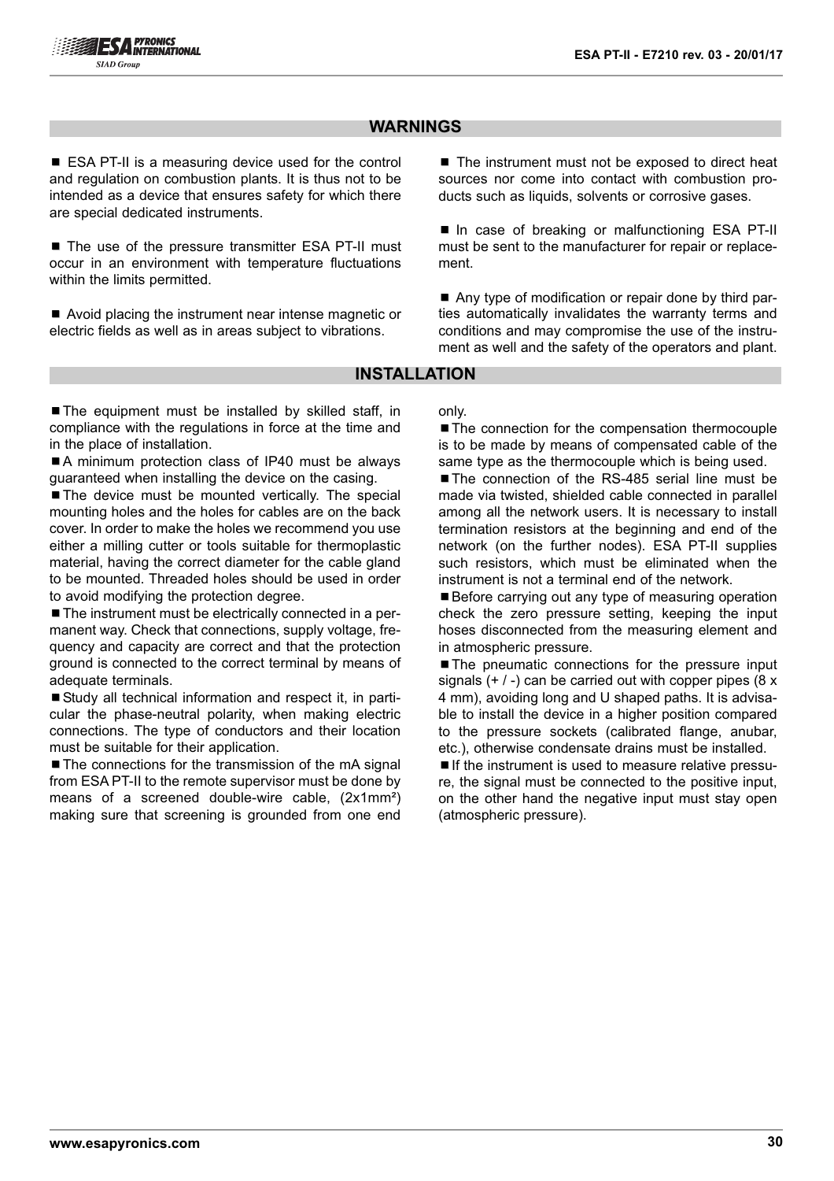## WARNINGS

- ESA PT-II is a measuring device used for the control and regulation on combustion plants. It is thus not to be intended as a device that ensures safety for which there are special dedicated instruments.
- The use of the pressure transmitter ESA PT-II must occur in an environment with temperature fluctuations within the limits permitted.
- Avoid placing the instrument near intense magnetic or electric fields as well as in areas subject to vibrations.
- The instrument must not be exposed to direct heat sources nor come into contact with combustion products such as liquids, solvents or corrosive gases.
- In case of breaking or malfunctioning ESA PT-II must be sent to the manufacturer for repair or replacement.
- Any type of modification or repair done by third parties automatically invalidates the warranty terms and conditions and may compromise the use of the instrument as well and the safety of the operators and plant.

## INSTALLATION

- The equipment must be installed by skilled staff, in compliance with the regulations in force at the time and in the place of installation.
- A minimum protection class of IP40 must be always guaranteed when installing the device on the casing.
- The device must be mounted vertically. The special mounting holes and the holes for cables are on the back cover. In order to make the holes we recommend you use either a milling cutter or tools suitable for thermoplastic material, having the correct diameter for the cable gland to be mounted. Threaded holes should be used in order to avoid modifying the protection degree.
- The instrument must be electrically connected in a permanent way. Check that connections, supply voltage, frequency and capacity are correct and that the protection ground is connected to the correct terminal by means of adequate terminals.
- Study all technical information and respect it, in particular the phase-neutral polarity, when making electric connections. The type of conductors and their location must be suitable for their application.
- The connections for the transmission of the mA signal from ESA PT-II to the remote supervisor must be done by means of a screened double-wire cable, (2x1mm²) making sure that screening is grounded from one end only.
- The connection for the compensation thermocouple is to be made by means of compensated cable of the same type as the thermocouple which is being used.
- The connection of the RS-485 serial line must be made via twisted, shielded cable connected in parallel among all the network users. It is necessary to install termination resistors at the beginning and end of the network (on the further nodes). ESA PT-II supplies such resistors, which must be eliminated when the instrument is not a terminal end of the network.
- Before carrying out any type of measuring operation check the zero pressure setting, keeping the input hoses disconnected from the measuring element and in atmospheric pressure.
- The pneumatic connections for the pressure input signals (+ / -) can be carried out with copper pipes (8 x 4 mm), avoiding long and U shaped paths. It is advisable to install the device in a higher position compared to the pressure sockets (calibrated flange, anubar, etc.), otherwise condensate drains must be installed.
- If the instrument is used to measure relative pressure, the signal must be connected to the positive input, on the other hand the negative input must stay open (atmospheric pressure).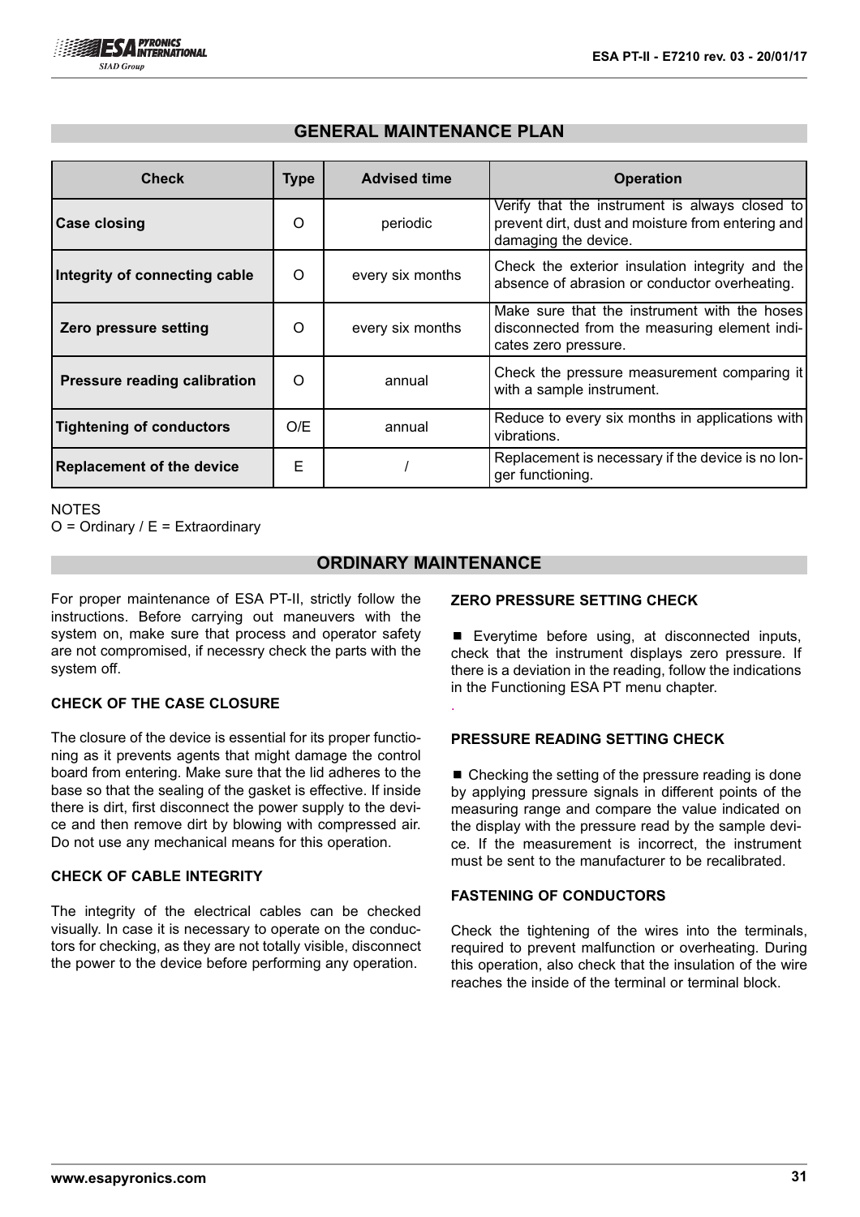## GENERAL MAINTENANCE PLAN

| Check | Type | Advised time | Operation |
|---|---|---|---|
| **Case closing** | O | periodic | Verify that the instrument is always closed to prevent dirt, dust and moisture from entering and damaging the device. |
| **Integrity of connecting cable** | O | every six months | Check the exterior insulation integrity and the absence of abrasion or conductor overheating. |
| **Zero pressure setting** | O | every six months | Make sure that the instrument with the hoses disconnected from the measuring element indicates zero pressure. |
| **Pressure reading calibration** | O | annual | Check the pressure measurement comparing it with a sample instrument. |
| **Tightening of conductors** | O/E | annual | Reduce to every six months in applications with vibrations. |
| **Replacement of the device** | E | / | Replacement is necessary if the device is no longer functioning. |

NOTES
O = Ordinary / E = Extraordinary

## ORDINARY MAINTENANCE

For proper maintenance of ESA PT-II, strictly follow the instructions. Before carrying out maneuvers with the system on, make sure that process and operator safety are not compromised, if necessry check the parts with the system off.

### CHECK OF THE CASE CLOSURE

The closure of the device is essential for its proper functioning as it prevents agents that might damage the control board from entering. Make sure that the lid adheres to the base so that the sealing of the gasket is effective. If inside there is dirt, first disconnect the power supply to the device and then remove dirt by blowing with compressed air. Do not use any mechanical means for this operation.

### CHECK OF CABLE INTEGRITY

The integrity of the electrical cables can be checked visually. In case it is necessary to operate on the conductors for checking, as they are not totally visible, disconnect the power to the device before performing any operation.

### ZERO PRESSURE SETTING CHECK

- Everytime before using, at disconnected inputs, check that the instrument displays zero pressure. If there is a deviation in the reading, follow the indications in the Functioning ESA PT menu chapter.

### PRESSURE READING SETTING CHECK

- Checking the setting of the pressure reading is done by applying pressure signals in different points of the measuring range and compare the value indicated on the display with the pressure read by the sample device. If the measurement is incorrect, the instrument must be sent to the manufacturer to be recalibrated.

### FASTENING OF CONDUCTORS

Check the tightening of the wires into the terminals, required to prevent malfunction or overheating. During this operation, also check that the insulation of the wire reaches the inside of the terminal or terminal block.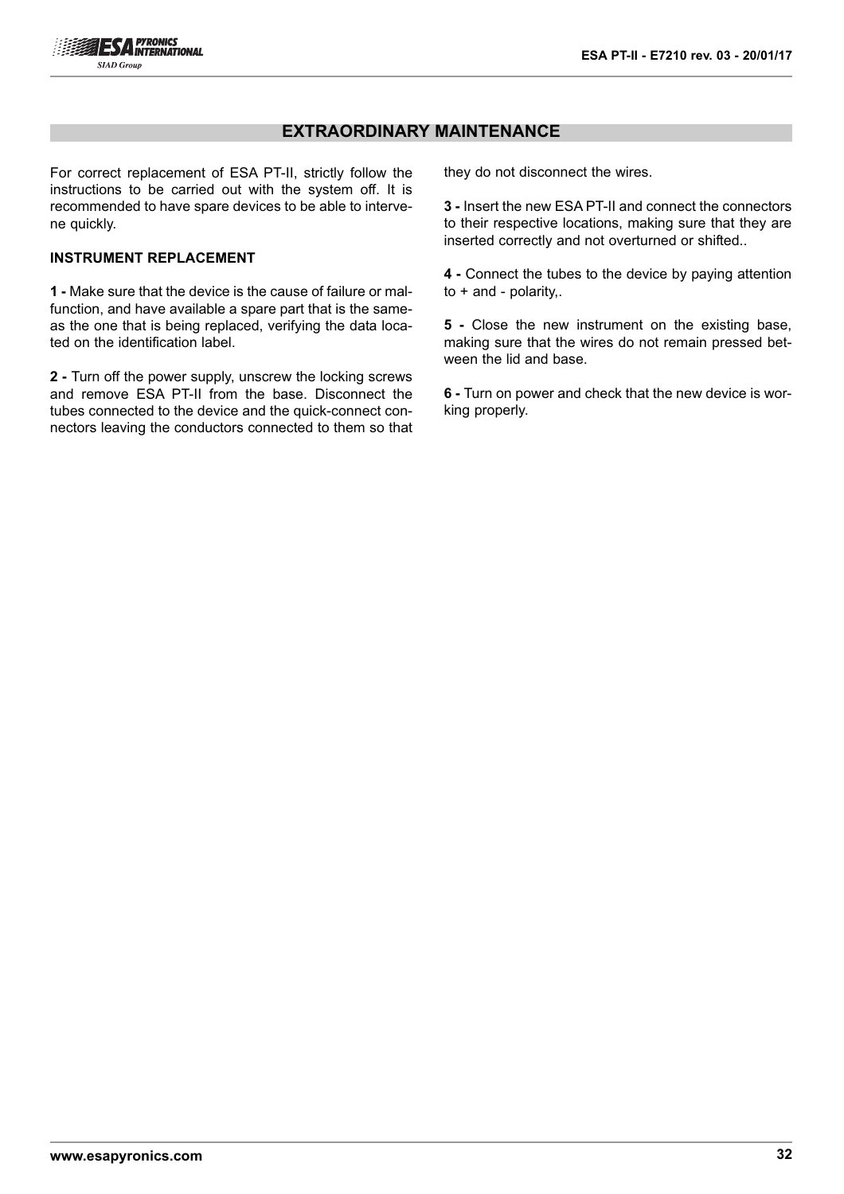## EXTRAORDINARY MAINTENANCE

For correct replacement of ESA PT-II, strictly follow the instructions to be carried out with the system off. It is recommended to have spare devices to be able to intervene quickly.

### INSTRUMENT REPLACEMENT

**1 -** Make sure that the device is the cause of failure or malfunction, and have available a spare part that is the same as the one that is being replaced, verifying the data located on the identification label.

**2 -** Turn off the power supply, unscrew the locking screws and remove ESA PT-II from the base. Disconnect the tubes connected to the device and the quick-connect connectors leaving the conductors connected to them so that they do not disconnect the wires.

**3 -** Insert the new ESA PT-II and connect the connectors to their respective locations, making sure that they are inserted correctly and not overturned or shifted..

**4 -** Connect the tubes to the device by paying attention to + and - polarity,.

**5 -** Close the new instrument on the existing base, making sure that the wires do not remain pressed between the lid and base.

**6 -** Turn on power and check that the new device is working properly.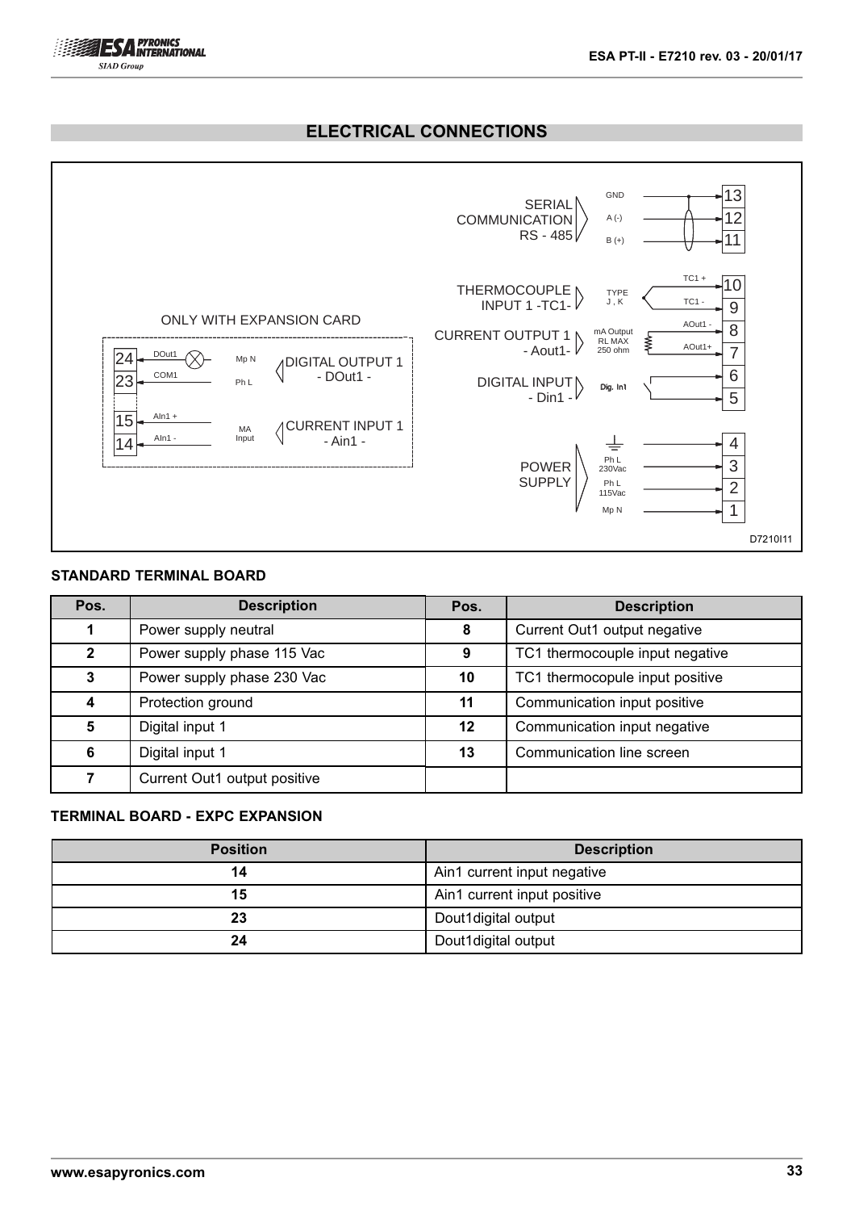## ELECTRICAL CONNECTIONS

SERIAL COMMUNICATION RS - 485: GND → 13, A (-) → 12, B (+) → 11

THERMOCOUPLE INPUT 1 -TC1- (TYPE J, K): TC1 + → 10, TC1 - → 9

CURRENT OUTPUT 1 - Aout1- (mA Output RL MAX 250 ohm): AOut1 - → 8, AOut1+ → 7

DIGITAL INPUT - Din1 - (Dig. In1): 6, 5

POWER SUPPLY: ⏚ → 4, Ph L 230Vac → 3, Ph L 115Vac → 2, Mp N → 1

ONLY WITH EXPANSION CARD

DIGITAL OUTPUT 1 - DOut1 -: DOut1 → 24 (Mp N), COM1 → 23 (Ph L)

CURRENT INPUT 1 - Ain1 - (MA Input): AIn1 + → 15, AIn1 - → 14

D7210I11

### STANDARD TERMINAL BOARD

| Pos. | Description | Pos. | Description |
|---|---|---|---|
| 1 | Power supply neutral | 8 | Current Out1 output negative |
| 2 | Power supply phase 115 Vac | 9 | TC1 thermocouple input negative |
| 3 | Power supply phase 230 Vac | 10 | TC1 thermocopule input positive |
| 4 | Protection ground | 11 | Communication input positive |
| 5 | Digital input 1 | 12 | Communication input negative |
| 6 | Digital input 1 | 13 | Communication line screen |
| 7 | Current Out1 output positive | | |

### TERMINAL BOARD - EXPC EXPANSION

| Position | Description |
|---|---|
| 14 | Ain1 current input negative |
| 15 | Ain1 current input positive |
| 23 | Dout1digital output |
| 24 | Dout1digital output |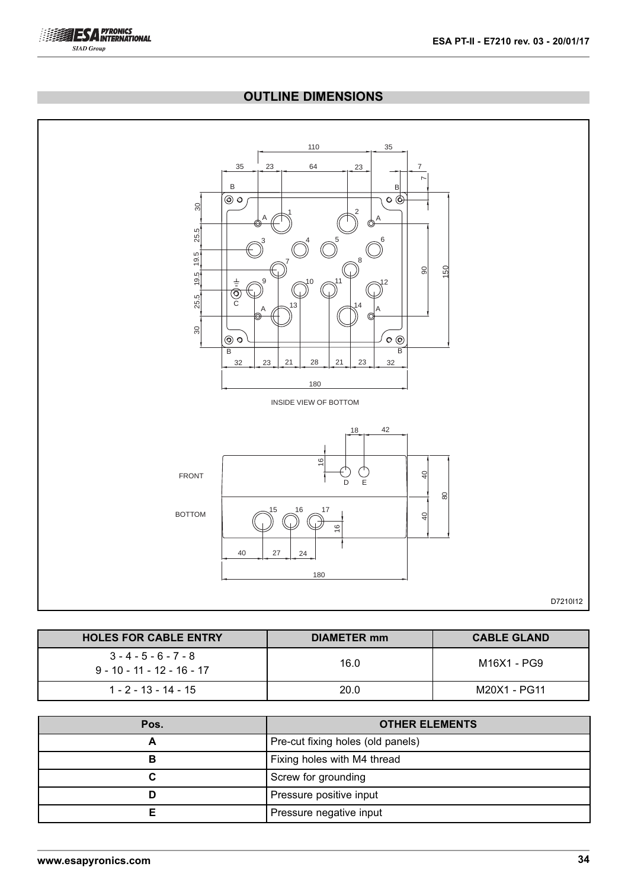## OUTLINE DIMENSIONS

INSIDE VIEW OF BOTTOM

FRONT

BOTTOM

D7210I12

| HOLES FOR CABLE ENTRY | DIAMETER mm | CABLE GLAND |
|---|---|---|
| 3 - 4 - 5 - 6 - 7 - 8<br>9 - 10 - 11 - 12 - 16 - 17 | 16.0 | M16X1 - PG9 |
| 1 - 2 - 13 - 14 - 15 | 20.0 | M20X1 - PG11 |

| Pos. | OTHER ELEMENTS |
|---|---|
| A | Pre-cut fixing holes (old panels) |
| B | Fixing holes with M4 thread |
| C | Screw for grounding |
| D | Pressure positive input |
| E | Pressure negative input |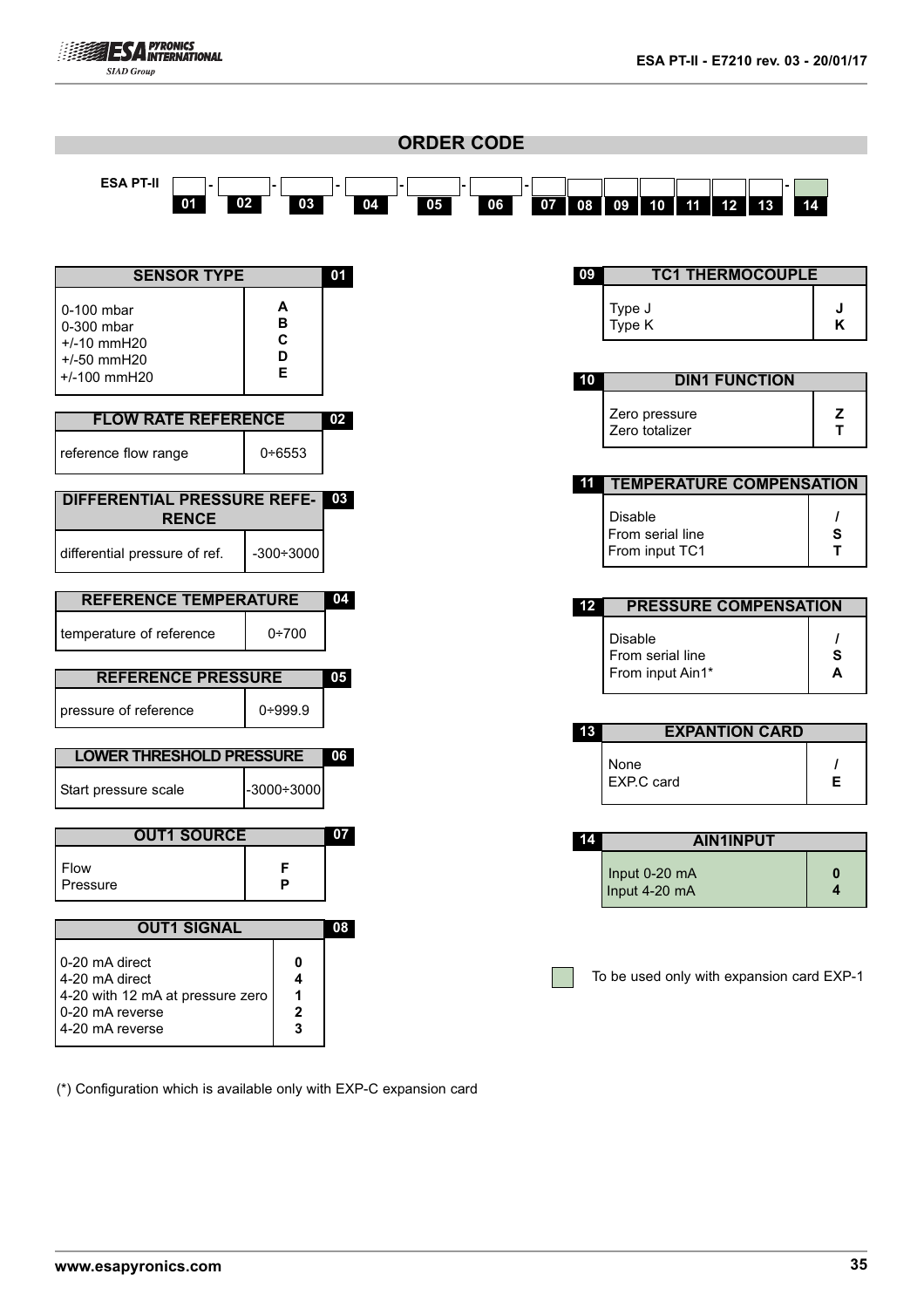## ORDER CODE

ESA PT-II [01] - [02] - [03] - [04] - [05] - [06] - [07] [08] [09] [10] [11] [12] [13] - [14]

| SENSOR TYPE | 01 |
|---|---|
| 0-100 mbar | A |
| 0-300 mbar | B |
| +/-10 mmH20 | C |
| +/-50 mmH20 | D |
| +/-100 mmH20 | E |

| FLOW RATE REFERENCE | 02 |
|---|---|
| reference flow range | 0÷6553 |

| DIFFERENTIAL PRESSURE REFERENCE | 03 |
|---|---|
| differential pressure of ref. | -300÷3000 |

| REFERENCE TEMPERATURE | 04 |
|---|---|
| temperature of reference | 0÷700 |

| REFERENCE PRESSURE | 05 |
|---|---|
| pressure of reference | 0÷999.9 |

| LOWER THRESHOLD PRESSURE | 06 |
|---|---|
| Start pressure scale | -3000÷3000 |

| OUT1 SOURCE | 07 |
|---|---|
| Flow | F |
| Pressure | P |

| OUT1 SIGNAL | 08 |
|---|---|
| 0-20 mA direct | 0 |
| 4-20 mA direct | 4 |
| 4-20 with 12 mA at pressure zero | 1 |
| 0-20 mA reverse | 2 |
| 4-20 mA reverse | 3 |

| 09 | TC1 THERMOCOUPLE |
|---|---|
| Type J | J |
| Type K | K |

| 10 | DIN1 FUNCTION |
|---|---|
| Zero pressure | Z |
| Zero totalizer | T |

| 11 | TEMPERATURE COMPENSATION |
|---|---|
| Disable | / |
| From serial line | S |
| From input TC1 | T |

| 12 | PRESSURE COMPENSATION |
|---|---|
| Disable | / |
| From serial line | S |
| From input Ain1* | A |

| 13 | EXPANTION CARD |
|---|---|
| None | / |
| EXP.C card | E |

| 14 | AIN1INPUT |
|---|---|
| Input 0-20 mA | 0 |
| Input 4-20 mA | 4 |

(Green box) To be used only with expansion card EXP-1

(*) Configuration which is available only with EXP-C expansion card